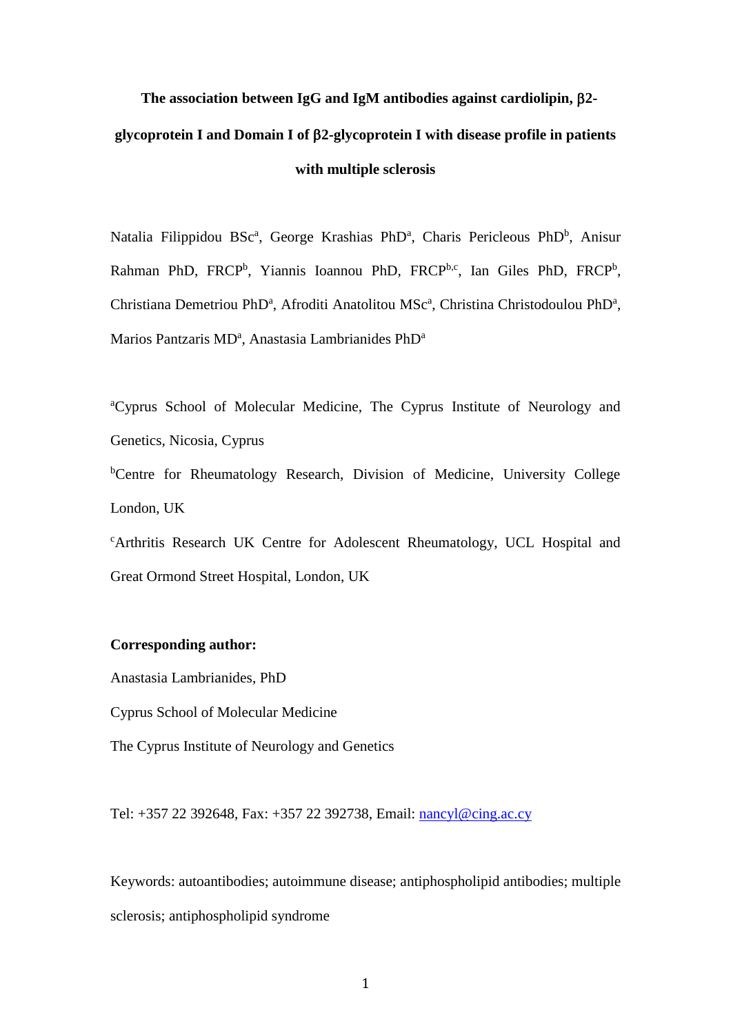# The association between IgG and IgM antibodies against cardiolipin, β2-glycoprotein I and Domain I of β2-glycoprotein I with disease profile in patients with multiple sclerosis

Natalia Filippidou BSc[a], George Krashias PhD[a], Charis Pericleous PhD[b], Anisur Rahman PhD, FRCP[b], Yiannis Ioannou PhD, FRCP[b,c], Ian Giles PhD, FRCP[b], Christiana Demetriou PhD[a], Afroditi Anatolitou MSc[a], Christina Christodoulou PhD[a], Marios Pantzaris MD[a], Anastasia Lambrianides PhD[a]

[a]Cyprus School of Molecular Medicine, The Cyprus Institute of Neurology and Genetics, Nicosia, Cyprus

[b]Centre for Rheumatology Research, Division of Medicine, University College London, UK

[c]Arthritis Research UK Centre for Adolescent Rheumatology, UCL Hospital and Great Ormond Street Hospital, London, UK

**Corresponding author:**

Anastasia Lambrianides, PhD

Cyprus School of Molecular Medicine

The Cyprus Institute of Neurology and Genetics

Tel: +357 22 392648, Fax: +357 22 392738, Email: nancyl@cing.ac.cy

Keywords: autoantibodies; autoimmune disease; antiphospholipid antibodies; multiple sclerosis; antiphospholipid syndrome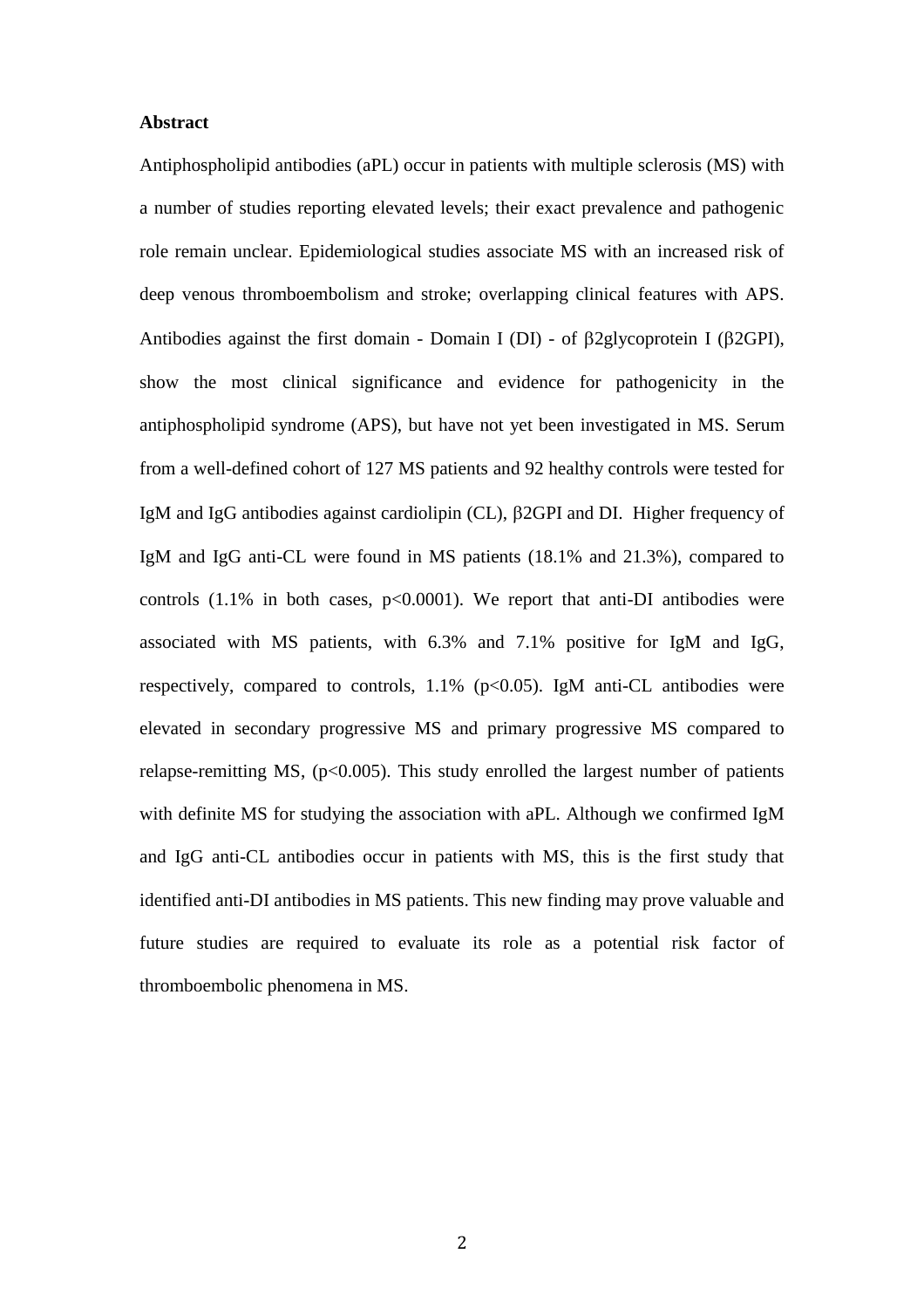**Abstract**

Antiphospholipid antibodies (aPL) occur in patients with multiple sclerosis (MS) with a number of studies reporting elevated levels; their exact prevalence and pathogenic role remain unclear. Epidemiological studies associate MS with an increased risk of deep venous thromboembolism and stroke; overlapping clinical features with APS. Antibodies against the first domain - Domain I (DI) - of β2glycoprotein I (β2GPI), show the most clinical significance and evidence for pathogenicity in the antiphospholipid syndrome (APS), but have not yet been investigated in MS. Serum from a well-defined cohort of 127 MS patients and 92 healthy controls were tested for IgM and IgG antibodies against cardiolipin (CL), β2GPI and DI. Higher frequency of IgM and IgG anti-CL were found in MS patients (18.1% and 21.3%), compared to controls (1.1% in both cases, $p<0.0001$). We report that anti-DI antibodies were associated with MS patients, with 6.3% and 7.1% positive for IgM and IgG, respectively, compared to controls, 1.1% ($p<0.05$). IgM anti-CL antibodies were elevated in secondary progressive MS and primary progressive MS compared to relapse-remitting MS, ($p<0.005$). This study enrolled the largest number of patients with definite MS for studying the association with aPL. Although we confirmed IgM and IgG anti-CL antibodies occur in patients with MS, this is the first study that identified anti-DI antibodies in MS patients. This new finding may prove valuable and future studies are required to evaluate its role as a potential risk factor of thromboembolic phenomena in MS.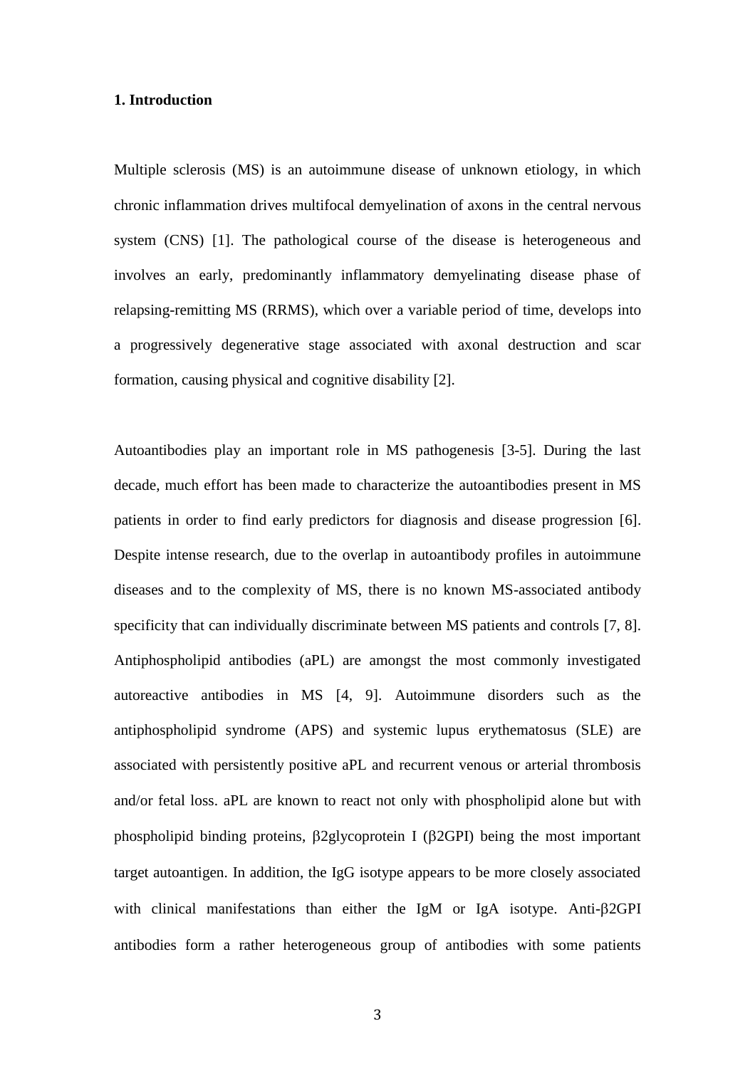## 1. Introduction

Multiple sclerosis (MS) is an autoimmune disease of unknown etiology, in which chronic inflammation drives multifocal demyelination of axons in the central nervous system (CNS) [1]. The pathological course of the disease is heterogeneous and involves an early, predominantly inflammatory demyelinating disease phase of relapsing-remitting MS (RRMS), which over a variable period of time, develops into a progressively degenerative stage associated with axonal destruction and scar formation, causing physical and cognitive disability [2].

Autoantibodies play an important role in MS pathogenesis [3-5]. During the last decade, much effort has been made to characterize the autoantibodies present in MS patients in order to find early predictors for diagnosis and disease progression [6]. Despite intense research, due to the overlap in autoantibody profiles in autoimmune diseases and to the complexity of MS, there is no known MS-associated antibody specificity that can individually discriminate between MS patients and controls [7, 8]. Antiphospholipid antibodies (aPL) are amongst the most commonly investigated autoreactive antibodies in MS [4, 9]. Autoimmune disorders such as the antiphospholipid syndrome (APS) and systemic lupus erythematosus (SLE) are associated with persistently positive aPL and recurrent venous or arterial thrombosis and/or fetal loss. aPL are known to react not only with phospholipid alone but with phospholipid binding proteins, β2glycoprotein I (β2GPI) being the most important target autoantigen. In addition, the IgG isotype appears to be more closely associated with clinical manifestations than either the IgM or IgA isotype. Anti-β2GPI antibodies form a rather heterogeneous group of antibodies with some patients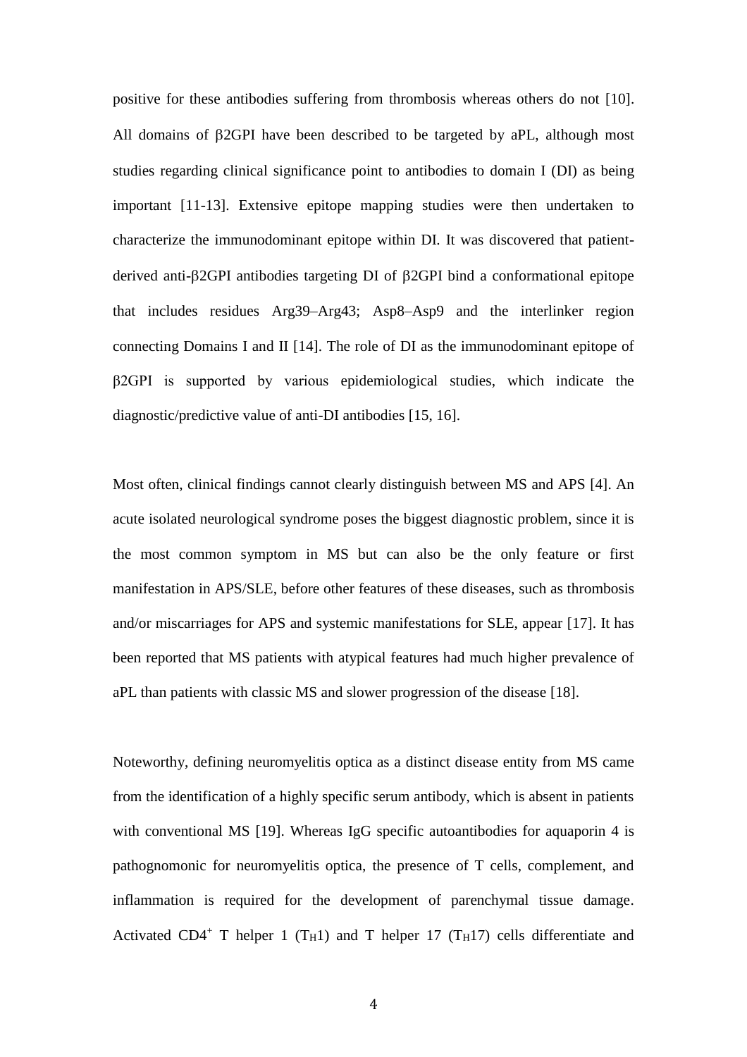positive for these antibodies suffering from thrombosis whereas others do not [10]. All domains of β2GPI have been described to be targeted by aPL, although most studies regarding clinical significance point to antibodies to domain I (DI) as being important [11-13]. Extensive epitope mapping studies were then undertaken to characterize the immunodominant epitope within DI. It was discovered that patient-derived anti-β2GPI antibodies targeting DI of β2GPI bind a conformational epitope that includes residues Arg39–Arg43; Asp8–Asp9 and the interlinker region connecting Domains I and II [14]. The role of DI as the immunodominant epitope of β2GPI is supported by various epidemiological studies, which indicate the diagnostic/predictive value of anti-DI antibodies [15, 16].

Most often, clinical findings cannot clearly distinguish between MS and APS [4]. An acute isolated neurological syndrome poses the biggest diagnostic problem, since it is the most common symptom in MS but can also be the only feature or first manifestation in APS/SLE, before other features of these diseases, such as thrombosis and/or miscarriages for APS and systemic manifestations for SLE, appear [17]. It has been reported that MS patients with atypical features had much higher prevalence of aPL than patients with classic MS and slower progression of the disease [18].

Noteworthy, defining neuromyelitis optica as a distinct disease entity from MS came from the identification of a highly specific serum antibody, which is absent in patients with conventional MS [19]. Whereas IgG specific autoantibodies for aquaporin 4 is pathognomonic for neuromyelitis optica, the presence of T cells, complement, and inflammation is required for the development of parenchymal tissue damage. Activated $CD4^+$ T helper 1 ($T_H1$) and T helper 17 ($T_H17$) cells differentiate and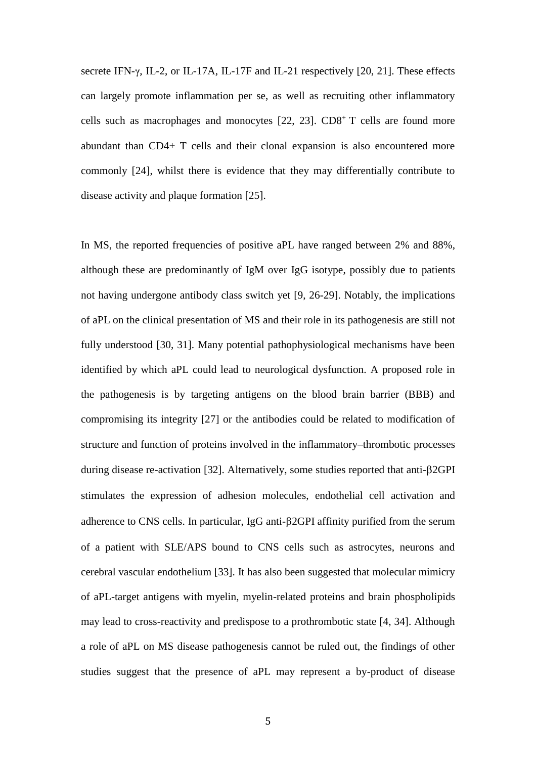secrete IFN-γ, IL-2, or IL-17A, IL-17F and IL-21 respectively [20, 21]. These effects can largely promote inflammation per se, as well as recruiting other inflammatory cells such as macrophages and monocytes [22, 23]. $CD8^+$ T cells are found more abundant than CD4+ T cells and their clonal expansion is also encountered more commonly [24], whilst there is evidence that they may differentially contribute to disease activity and plaque formation [25].

In MS, the reported frequencies of positive aPL have ranged between 2% and 88%, although these are predominantly of IgM over IgG isotype, possibly due to patients not having undergone antibody class switch yet [9, 26-29]. Notably, the implications of aPL on the clinical presentation of MS and their role in its pathogenesis are still not fully understood [30, 31]. Many potential pathophysiological mechanisms have been identified by which aPL could lead to neurological dysfunction. A proposed role in the pathogenesis is by targeting antigens on the blood brain barrier (BBB) and compromising its integrity [27] or the antibodies could be related to modification of structure and function of proteins involved in the inflammatory–thrombotic processes during disease re-activation [32]. Alternatively, some studies reported that anti-β2GPI stimulates the expression of adhesion molecules, endothelial cell activation and adherence to CNS cells. In particular, IgG anti-β2GPI affinity purified from the serum of a patient with SLE/APS bound to CNS cells such as astrocytes, neurons and cerebral vascular endothelium [33]. It has also been suggested that molecular mimicry of aPL-target antigens with myelin, myelin-related proteins and brain phospholipids may lead to cross-reactivity and predispose to a prothrombotic state [4, 34]. Although a role of aPL on MS disease pathogenesis cannot be ruled out, the findings of other studies suggest that the presence of aPL may represent a by-product of disease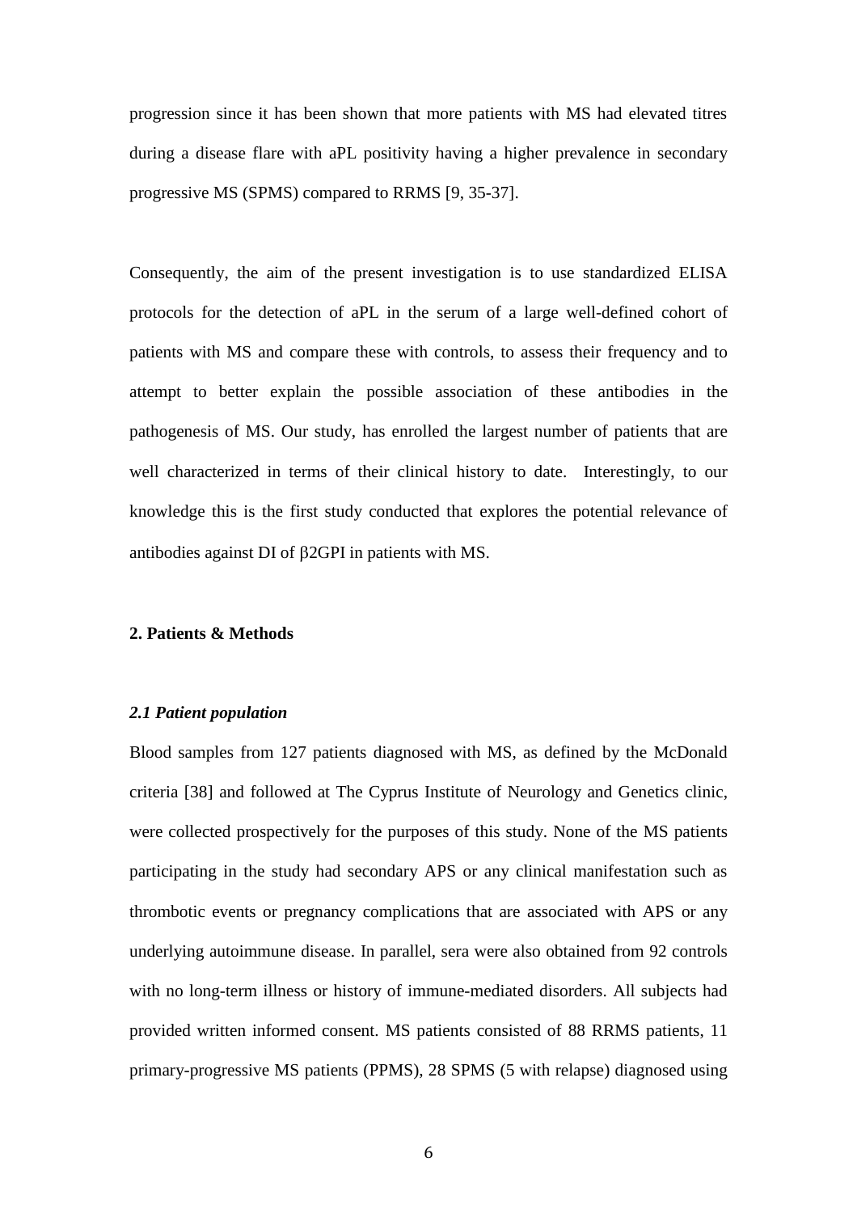progression since it has been shown that more patients with MS had elevated titres during a disease flare with aPL positivity having a higher prevalence in secondary progressive MS (SPMS) compared to RRMS [9, 35-37].

Consequently, the aim of the present investigation is to use standardized ELISA protocols for the detection of aPL in the serum of a large well-defined cohort of patients with MS and compare these with controls, to assess their frequency and to attempt to better explain the possible association of these antibodies in the pathogenesis of MS. Our study, has enrolled the largest number of patients that are well characterized in terms of their clinical history to date. Interestingly, to our knowledge this is the first study conducted that explores the potential relevance of antibodies against DI of β2GPI in patients with MS.

## 2. Patients & Methods

### *2.1 Patient population*

Blood samples from 127 patients diagnosed with MS, as defined by the McDonald criteria [38] and followed at The Cyprus Institute of Neurology and Genetics clinic, were collected prospectively for the purposes of this study. None of the MS patients participating in the study had secondary APS or any clinical manifestation such as thrombotic events or pregnancy complications that are associated with APS or any underlying autoimmune disease. In parallel, sera were also obtained from 92 controls with no long-term illness or history of immune-mediated disorders. All subjects had provided written informed consent. MS patients consisted of 88 RRMS patients, 11 primary-progressive MS patients (PPMS), 28 SPMS (5 with relapse) diagnosed using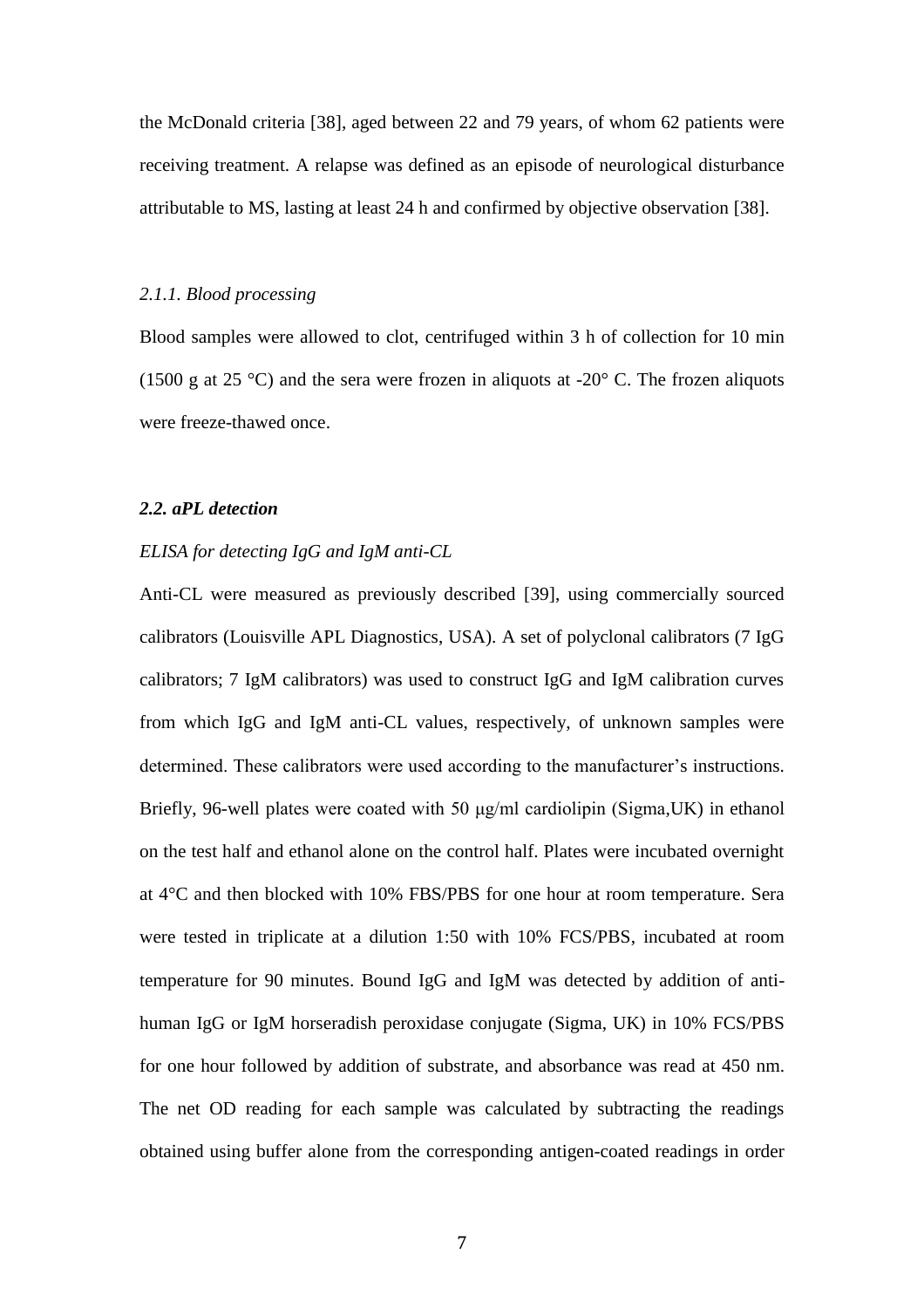the McDonald criteria [38], aged between 22 and 79 years, of whom 62 patients were receiving treatment. A relapse was defined as an episode of neurological disturbance attributable to MS, lasting at least 24 h and confirmed by objective observation [38].

#### *2.1.1. Blood processing*

Blood samples were allowed to clot, centrifuged within 3 h of collection for 10 min (1500 g at 25 °C) and the sera were frozen in aliquots at -20° C. The frozen aliquots were freeze-thawed once.

### ***2.2. aPL detection***

*ELISA for detecting IgG and IgM anti-CL*

Anti-CL were measured as previously described [39], using commercially sourced calibrators (Louisville APL Diagnostics, USA). A set of polyclonal calibrators (7 IgG calibrators; 7 IgM calibrators) was used to construct IgG and IgM calibration curves from which IgG and IgM anti-CL values, respectively, of unknown samples were determined. These calibrators were used according to the manufacturer's instructions. Briefly, 96-well plates were coated with 50 μg/ml cardiolipin (Sigma,UK) in ethanol on the test half and ethanol alone on the control half. Plates were incubated overnight at 4°C and then blocked with 10% FBS/PBS for one hour at room temperature. Sera were tested in triplicate at a dilution 1:50 with 10% FCS/PBS, incubated at room temperature for 90 minutes. Bound IgG and IgM was detected by addition of anti-human IgG or IgM horseradish peroxidase conjugate (Sigma, UK) in 10% FCS/PBS for one hour followed by addition of substrate, and absorbance was read at 450 nm. The net OD reading for each sample was calculated by subtracting the readings obtained using buffer alone from the corresponding antigen-coated readings in order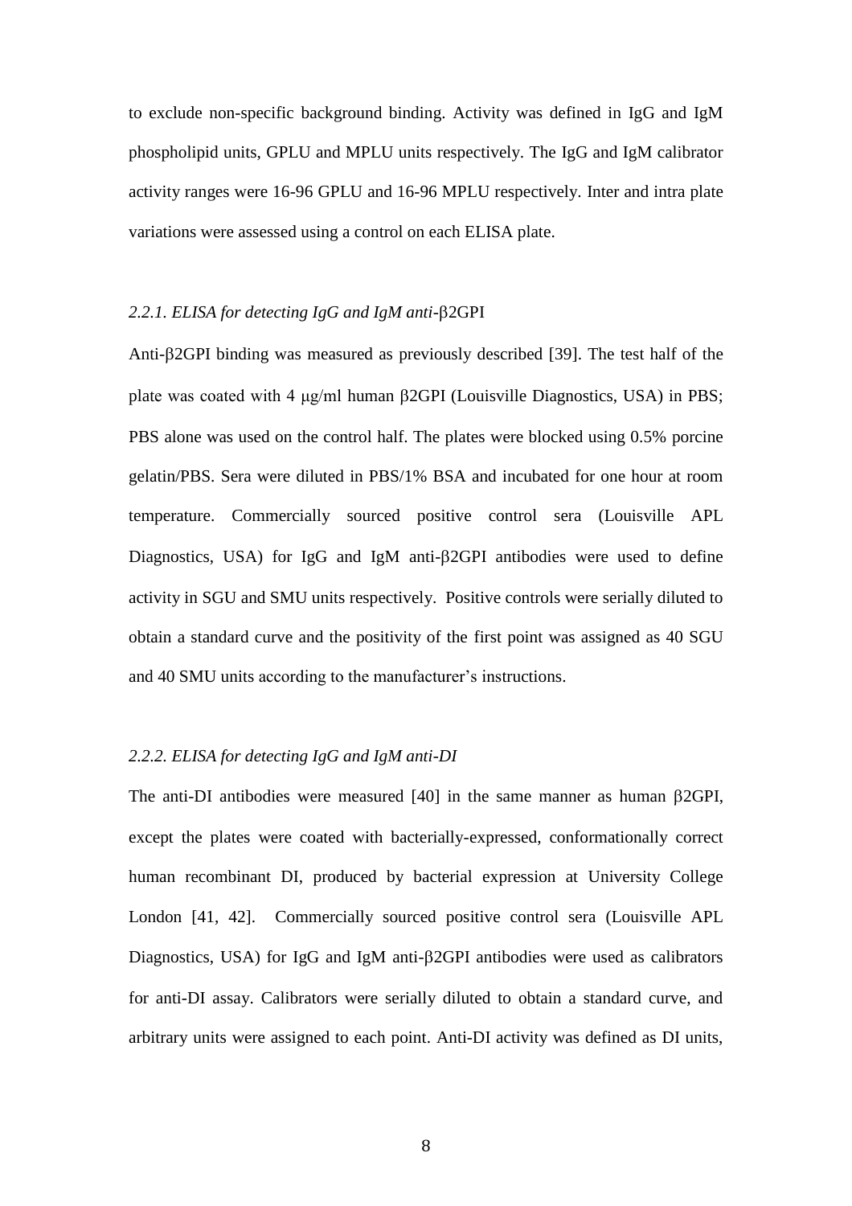to exclude non-specific background binding. Activity was defined in IgG and IgM phospholipid units, GPLU and MPLU units respectively. The IgG and IgM calibrator activity ranges were 16-96 GPLU and 16-96 MPLU respectively. Inter and intra plate variations were assessed using a control on each ELISA plate.

#### *2.2.1. ELISA for detecting IgG and IgM anti-*β2GPI

Anti-β2GPI binding was measured as previously described [39]. The test half of the plate was coated with 4 μg/ml human β2GPI (Louisville Diagnostics, USA) in PBS; PBS alone was used on the control half. The plates were blocked using 0.5% porcine gelatin/PBS. Sera were diluted in PBS/1% BSA and incubated for one hour at room temperature. Commercially sourced positive control sera (Louisville APL Diagnostics, USA) for IgG and IgM anti-β2GPI antibodies were used to define activity in SGU and SMU units respectively. Positive controls were serially diluted to obtain a standard curve and the positivity of the first point was assigned as 40 SGU and 40 SMU units according to the manufacturer's instructions.

#### *2.2.2. ELISA for detecting IgG and IgM anti-DI*

The anti-DI antibodies were measured [40] in the same manner as human β2GPI, except the plates were coated with bacterially-expressed, conformationally correct human recombinant DI, produced by bacterial expression at University College London [41, 42]. Commercially sourced positive control sera (Louisville APL Diagnostics, USA) for IgG and IgM anti-β2GPI antibodies were used as calibrators for anti-DI assay. Calibrators were serially diluted to obtain a standard curve, and arbitrary units were assigned to each point. Anti-DI activity was defined as DI units,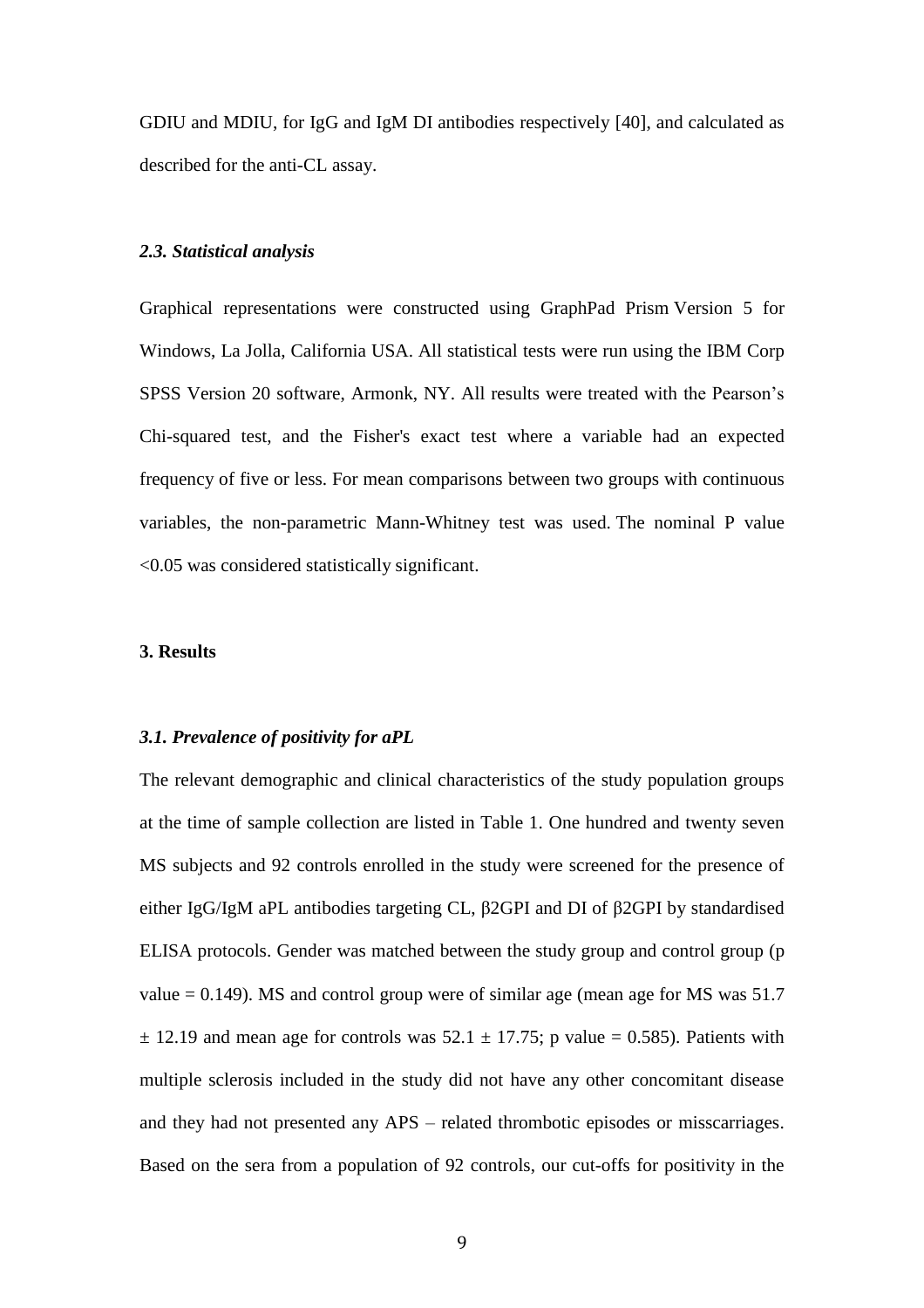GDIU and MDIU, for IgG and IgM DI antibodies respectively [40], and calculated as described for the anti-CL assay.

### *2.3. Statistical analysis*

Graphical representations were constructed using GraphPad Prism Version 5 for Windows, La Jolla, California USA. All statistical tests were run using the IBM Corp SPSS Version 20 software, Armonk, NY. All results were treated with the Pearson's Chi-squared test, and the Fisher's exact test where a variable had an expected frequency of five or less. For mean comparisons between two groups with continuous variables, the non-parametric Mann-Whitney test was used. The nominal P value <0.05 was considered statistically significant.

## 3. Results

### *3.1. Prevalence of positivity for aPL*

The relevant demographic and clinical characteristics of the study population groups at the time of sample collection are listed in Table 1. One hundred and twenty seven MS subjects and 92 controls enrolled in the study were screened for the presence of either IgG/IgM aPL antibodies targeting CL, β2GPI and DI of β2GPI by standardised ELISA protocols. Gender was matched between the study group and control group (p value = 0.149). MS and control group were of similar age (mean age for MS was 51.7 ± 12.19 and mean age for controls was 52.1 ± 17.75; p value = 0.585). Patients with multiple sclerosis included in the study did not have any other concomitant disease and they had not presented any APS – related thrombotic episodes or misscarriages. Based on the sera from a population of 92 controls, our cut-offs for positivity in the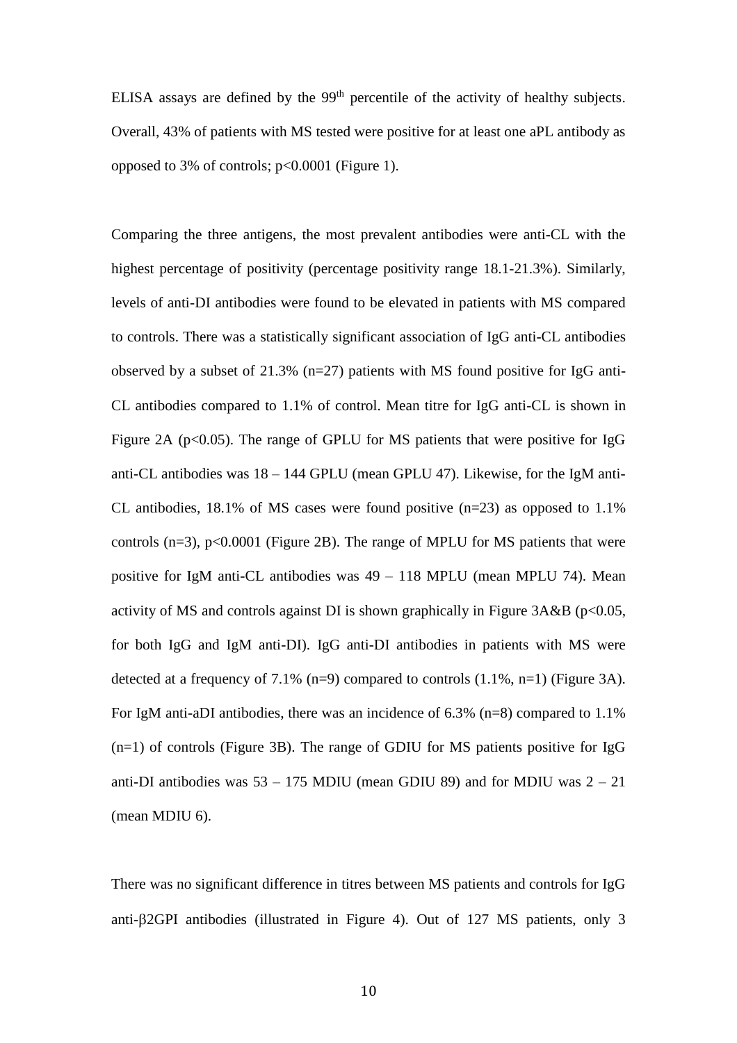ELISA assays are defined by the 99th percentile of the activity of healthy subjects. Overall, 43% of patients with MS tested were positive for at least one aPL antibody as opposed to 3% of controls; $p<0.0001$ (Figure 1).

Comparing the three antigens, the most prevalent antibodies were anti-CL with the highest percentage of positivity (percentage positivity range 18.1-21.3%). Similarly, levels of anti-DI antibodies were found to be elevated in patients with MS compared to controls. There was a statistically significant association of IgG anti-CL antibodies observed by a subset of 21.3% (n=27) patients with MS found positive for IgG anti-CL antibodies compared to 1.1% of control. Mean titre for IgG anti-CL is shown in Figure 2A ($p<0.05$). The range of GPLU for MS patients that were positive for IgG anti-CL antibodies was 18 – 144 GPLU (mean GPLU 47). Likewise, for the IgM anti-CL antibodies, 18.1% of MS cases were found positive (n=23) as opposed to 1.1% controls (n=3), $p<0.0001$ (Figure 2B). The range of MPLU for MS patients that were positive for IgM anti-CL antibodies was 49 – 118 MPLU (mean MPLU 74). Mean activity of MS and controls against DI is shown graphically in Figure 3A&B ($p<0.05$, for both IgG and IgM anti-DI). IgG anti-DI antibodies in patients with MS were detected at a frequency of 7.1% (n=9) compared to controls (1.1%, n=1) (Figure 3A). For IgM anti-aDI antibodies, there was an incidence of 6.3% (n=8) compared to 1.1% (n=1) of controls (Figure 3B). The range of GDIU for MS patients positive for IgG anti-DI antibodies was 53 – 175 MDIU (mean GDIU 89) and for MDIU was 2 – 21 (mean MDIU 6).

There was no significant difference in titres between MS patients and controls for IgG anti-β2GPI antibodies (illustrated in Figure 4). Out of 127 MS patients, only 3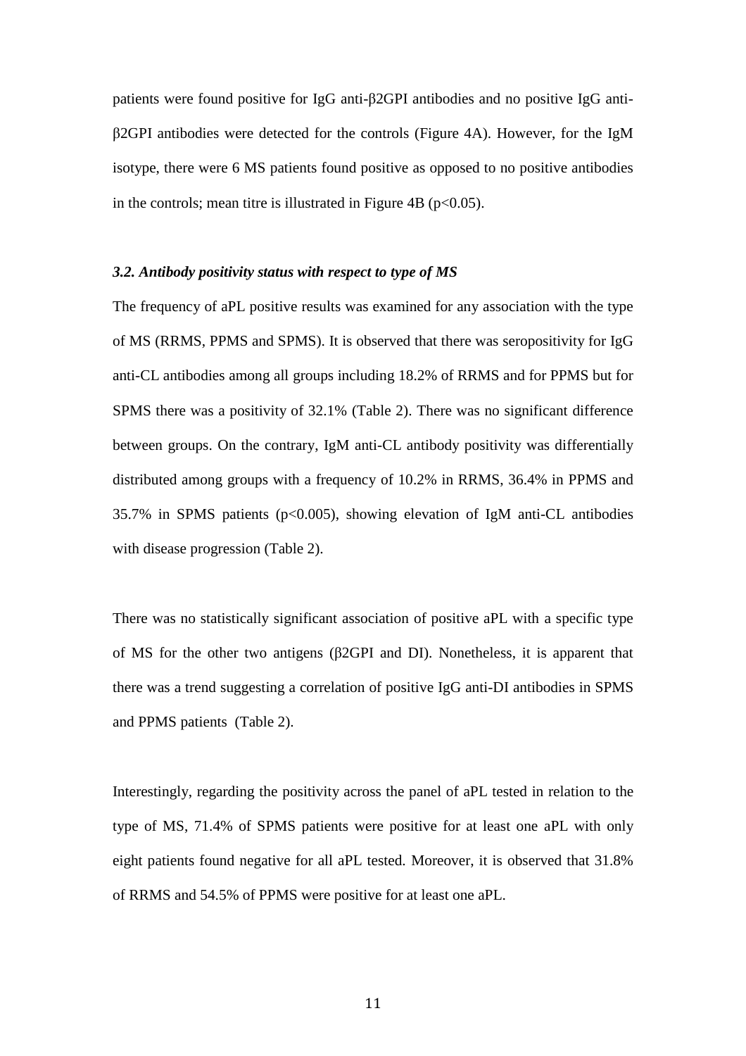patients were found positive for IgG anti-β2GPI antibodies and no positive IgG anti-β2GPI antibodies were detected for the controls (Figure 4A). However, for the IgM isotype, there were 6 MS patients found positive as opposed to no positive antibodies in the controls; mean titre is illustrated in Figure 4B ($p<0.05$).

### *3.2. Antibody positivity status with respect to type of MS*

The frequency of aPL positive results was examined for any association with the type of MS (RRMS, PPMS and SPMS). It is observed that there was seropositivity for IgG anti-CL antibodies among all groups including 18.2% of RRMS and for PPMS but for SPMS there was a positivity of 32.1% (Table 2). There was no significant difference between groups. On the contrary, IgM anti-CL antibody positivity was differentially distributed among groups with a frequency of 10.2% in RRMS, 36.4% in PPMS and 35.7% in SPMS patients ($p<0.005$), showing elevation of IgM anti-CL antibodies with disease progression (Table 2).

There was no statistically significant association of positive aPL with a specific type of MS for the other two antigens (β2GPI and DI). Nonetheless, it is apparent that there was a trend suggesting a correlation of positive IgG anti-DI antibodies in SPMS and PPMS patients (Table 2).

Interestingly, regarding the positivity across the panel of aPL tested in relation to the type of MS, 71.4% of SPMS patients were positive for at least one aPL with only eight patients found negative for all aPL tested. Moreover, it is observed that 31.8% of RRMS and 54.5% of PPMS were positive for at least one aPL.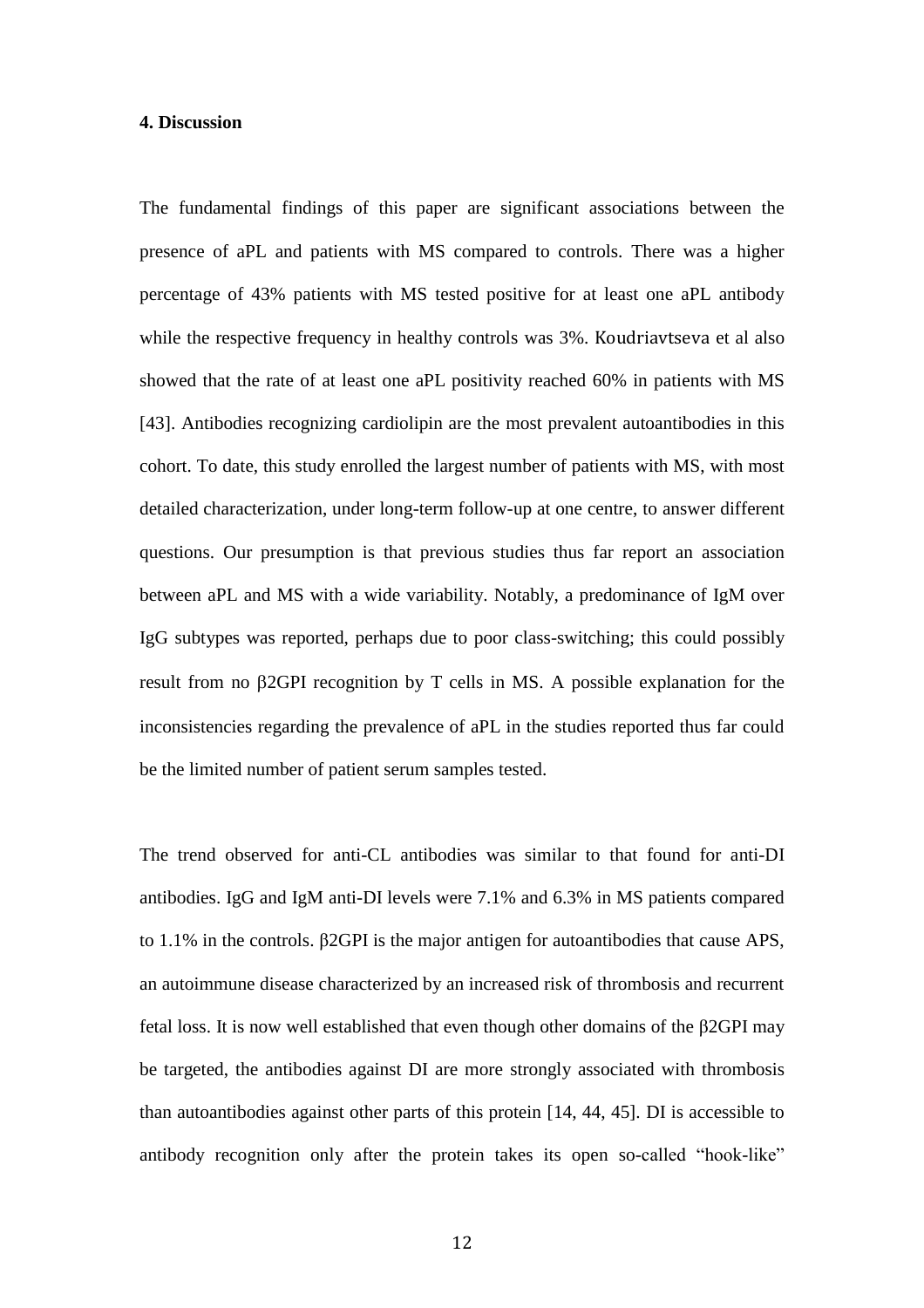**4. Discussion**

The fundamental findings of this paper are significant associations between the presence of aPL and patients with MS compared to controls. There was a higher percentage of 43% patients with MS tested positive for at least one aPL antibody while the respective frequency in healthy controls was 3%. Koudriavtseva et al also showed that the rate of at least one aPL positivity reached 60% in patients with MS [43]. Antibodies recognizing cardiolipin are the most prevalent autoantibodies in this cohort. To date, this study enrolled the largest number of patients with MS, with most detailed characterization, under long-term follow-up at one centre, to answer different questions. Our presumption is that previous studies thus far report an association between aPL and MS with a wide variability. Notably, a predominance of IgM over IgG subtypes was reported, perhaps due to poor class-switching; this could possibly result from no β2GPI recognition by T cells in MS. A possible explanation for the inconsistencies regarding the prevalence of aPL in the studies reported thus far could be the limited number of patient serum samples tested.

The trend observed for anti-CL antibodies was similar to that found for anti-DI antibodies. IgG and IgM anti-DI levels were 7.1% and 6.3% in MS patients compared to 1.1% in the controls. β2GPI is the major antigen for autoantibodies that cause APS, an autoimmune disease characterized by an increased risk of thrombosis and recurrent fetal loss. It is now well established that even though other domains of the β2GPI may be targeted, the antibodies against DI are more strongly associated with thrombosis than autoantibodies against other parts of this protein [14, 44, 45]. DI is accessible to antibody recognition only after the protein takes its open so-called "hook-like"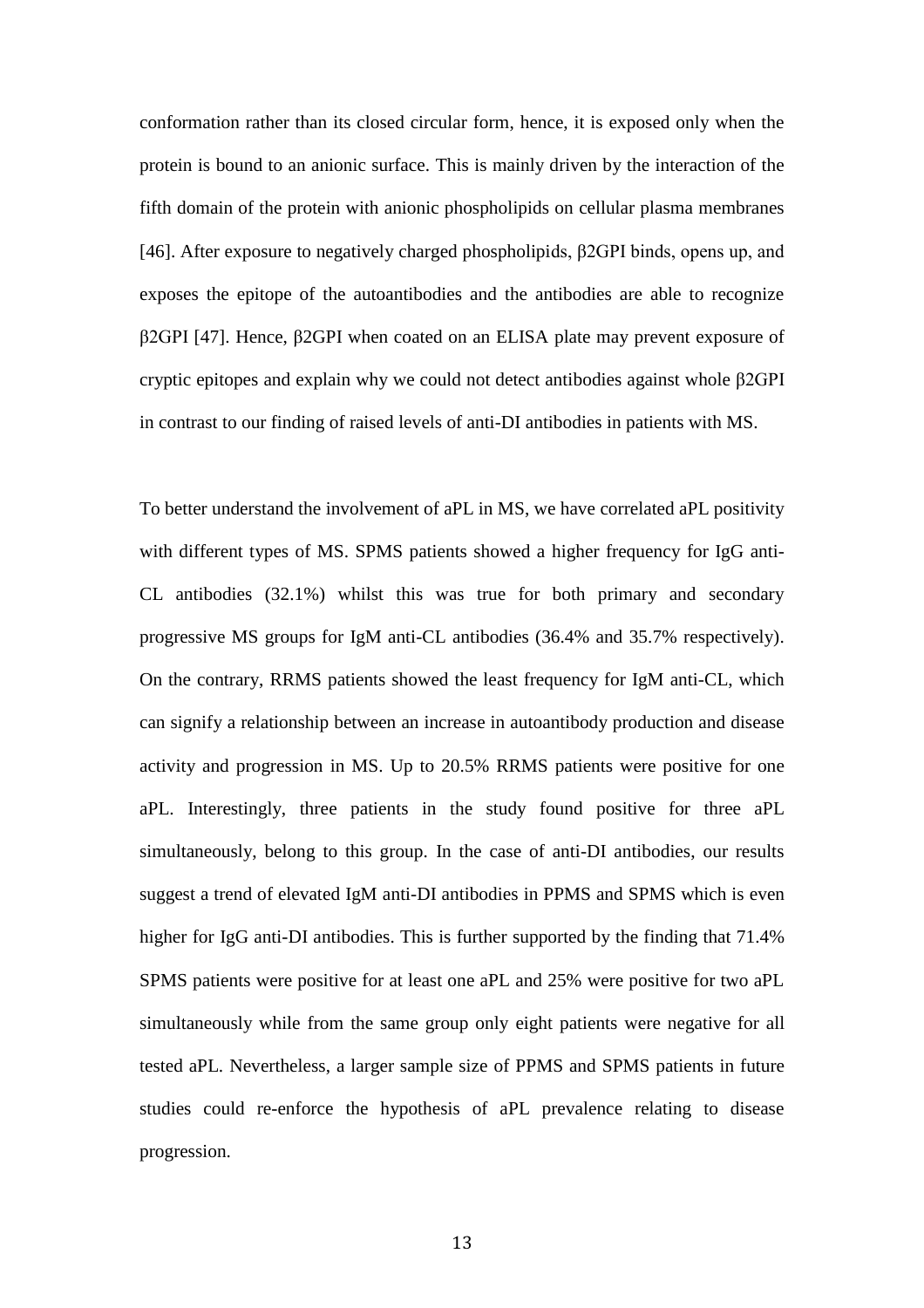conformation rather than its closed circular form, hence, it is exposed only when the protein is bound to an anionic surface. This is mainly driven by the interaction of the fifth domain of the protein with anionic phospholipids on cellular plasma membranes [46]. After exposure to negatively charged phospholipids, β2GPI binds, opens up, and exposes the epitope of the autoantibodies and the antibodies are able to recognize β2GPI [47]. Hence, β2GPI when coated on an ELISA plate may prevent exposure of cryptic epitopes and explain why we could not detect antibodies against whole β2GPI in contrast to our finding of raised levels of anti-DI antibodies in patients with MS.

To better understand the involvement of aPL in MS, we have correlated aPL positivity with different types of MS. SPMS patients showed a higher frequency for IgG anti-CL antibodies (32.1%) whilst this was true for both primary and secondary progressive MS groups for IgM anti-CL antibodies (36.4% and 35.7% respectively). On the contrary, RRMS patients showed the least frequency for IgM anti-CL, which can signify a relationship between an increase in autoantibody production and disease activity and progression in MS. Up to 20.5% RRMS patients were positive for one aPL. Interestingly, three patients in the study found positive for three aPL simultaneously, belong to this group. In the case of anti-DI antibodies, our results suggest a trend of elevated IgM anti-DI antibodies in PPMS and SPMS which is even higher for IgG anti-DI antibodies. This is further supported by the finding that 71.4% SPMS patients were positive for at least one aPL and 25% were positive for two aPL simultaneously while from the same group only eight patients were negative for all tested aPL. Nevertheless, a larger sample size of PPMS and SPMS patients in future studies could re-enforce the hypothesis of aPL prevalence relating to disease progression.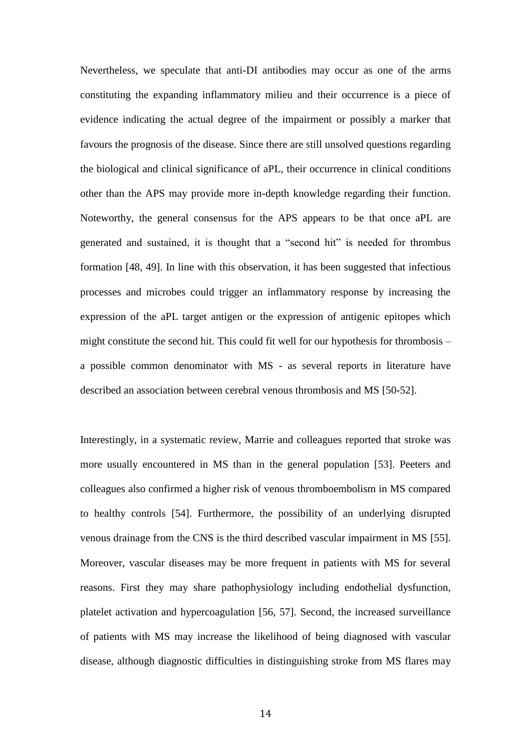Nevertheless, we speculate that anti-DI antibodies may occur as one of the arms constituting the expanding inflammatory milieu and their occurrence is a piece of evidence indicating the actual degree of the impairment or possibly a marker that favours the prognosis of the disease. Since there are still unsolved questions regarding the biological and clinical significance of aPL, their occurrence in clinical conditions other than the APS may provide more in-depth knowledge regarding their function. Noteworthy, the general consensus for the APS appears to be that once aPL are generated and sustained, it is thought that a "second hit" is needed for thrombus formation [48, 49]. In line with this observation, it has been suggested that infectious processes and microbes could trigger an inflammatory response by increasing the expression of the aPL target antigen or the expression of antigenic epitopes which might constitute the second hit. This could fit well for our hypothesis for thrombosis – a possible common denominator with MS - as several reports in literature have described an association between cerebral venous thrombosis and MS [50-52].

Interestingly, in a systematic review, Marrie and colleagues reported that stroke was more usually encountered in MS than in the general population [53]. Peeters and colleagues also confirmed a higher risk of venous thromboembolism in MS compared to healthy controls [54]. Furthermore, the possibility of an underlying disrupted venous drainage from the CNS is the third described vascular impairment in MS [55]. Moreover, vascular diseases may be more frequent in patients with MS for several reasons. First they may share pathophysiology including endothelial dysfunction, platelet activation and hypercoagulation [56, 57]. Second, the increased surveillance of patients with MS may increase the likelihood of being diagnosed with vascular disease, although diagnostic difficulties in distinguishing stroke from MS flares may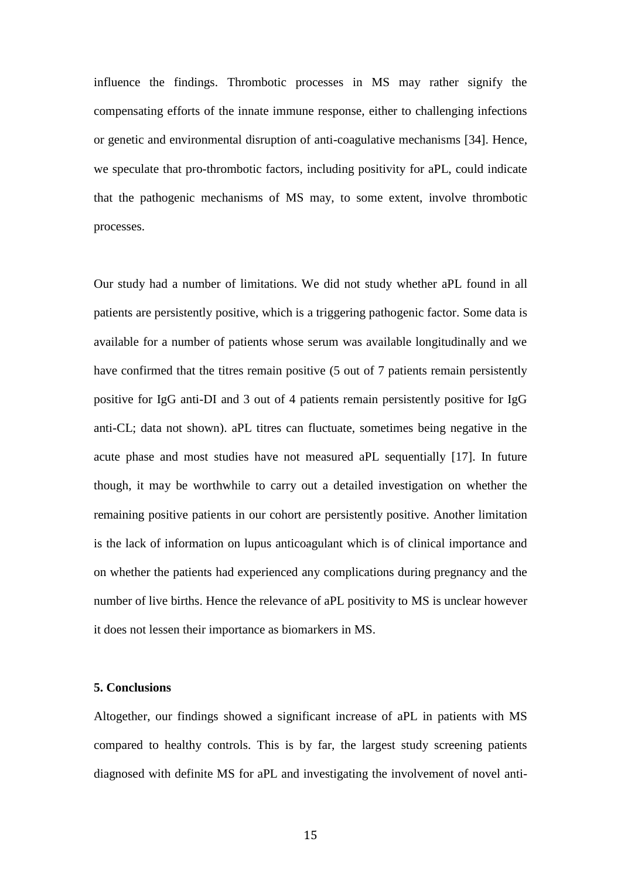influence the findings. Thrombotic processes in MS may rather signify the compensating efforts of the innate immune response, either to challenging infections or genetic and environmental disruption of anti-coagulative mechanisms [34]. Hence, we speculate that pro-thrombotic factors, including positivity for aPL, could indicate that the pathogenic mechanisms of MS may, to some extent, involve thrombotic processes.

Our study had a number of limitations. We did not study whether aPL found in all patients are persistently positive, which is a triggering pathogenic factor. Some data is available for a number of patients whose serum was available longitudinally and we have confirmed that the titres remain positive (5 out of 7 patients remain persistently positive for IgG anti-DI and 3 out of 4 patients remain persistently positive for IgG anti-CL; data not shown). aPL titres can fluctuate, sometimes being negative in the acute phase and most studies have not measured aPL sequentially [17]. In future though, it may be worthwhile to carry out a detailed investigation on whether the remaining positive patients in our cohort are persistently positive. Another limitation is the lack of information on lupus anticoagulant which is of clinical importance and on whether the patients had experienced any complications during pregnancy and the number of live births. Hence the relevance of aPL positivity to MS is unclear however it does not lessen their importance as biomarkers in MS.

### 5. Conclusions

Altogether, our findings showed a significant increase of aPL in patients with MS compared to healthy controls. This is by far, the largest study screening patients diagnosed with definite MS for aPL and investigating the involvement of novel anti-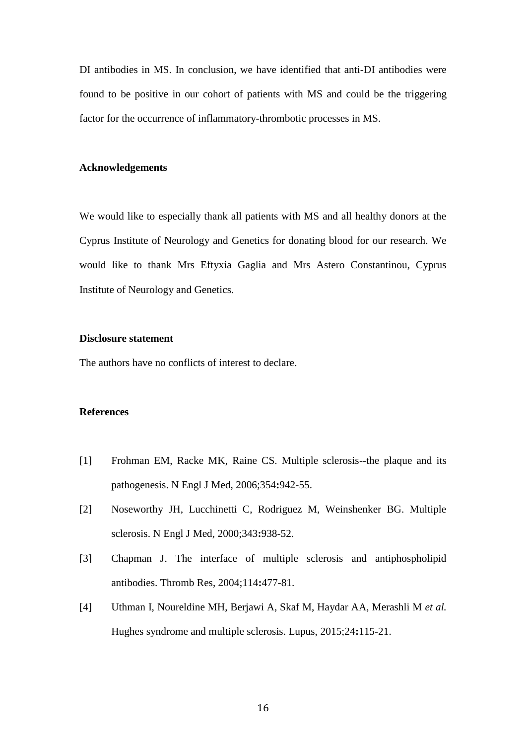DI antibodies in MS. In conclusion, we have identified that anti-DI antibodies were found to be positive in our cohort of patients with MS and could be the triggering factor for the occurrence of inflammatory-thrombotic processes in MS.

## Acknowledgements

We would like to especially thank all patients with MS and all healthy donors at the Cyprus Institute of Neurology and Genetics for donating blood for our research. We would like to thank Mrs Eftyxia Gaglia and Mrs Astero Constantinou, Cyprus Institute of Neurology and Genetics.

## Disclosure statement

The authors have no conflicts of interest to declare.

## References

[1] Frohman EM, Racke MK, Raine CS. Multiple sclerosis--the plaque and its pathogenesis. N Engl J Med, 2006;354**:**942-55.

[2] Noseworthy JH, Lucchinetti C, Rodriguez M, Weinshenker BG. Multiple sclerosis. N Engl J Med, 2000;343**:**938-52.

[3] Chapman J. The interface of multiple sclerosis and antiphospholipid antibodies. Thromb Res, 2004;114**:**477-81.

[4] Uthman I, Noureldine MH, Berjawi A, Skaf M, Haydar AA, Merashli M *et al.* Hughes syndrome and multiple sclerosis. Lupus, 2015;24**:**115-21.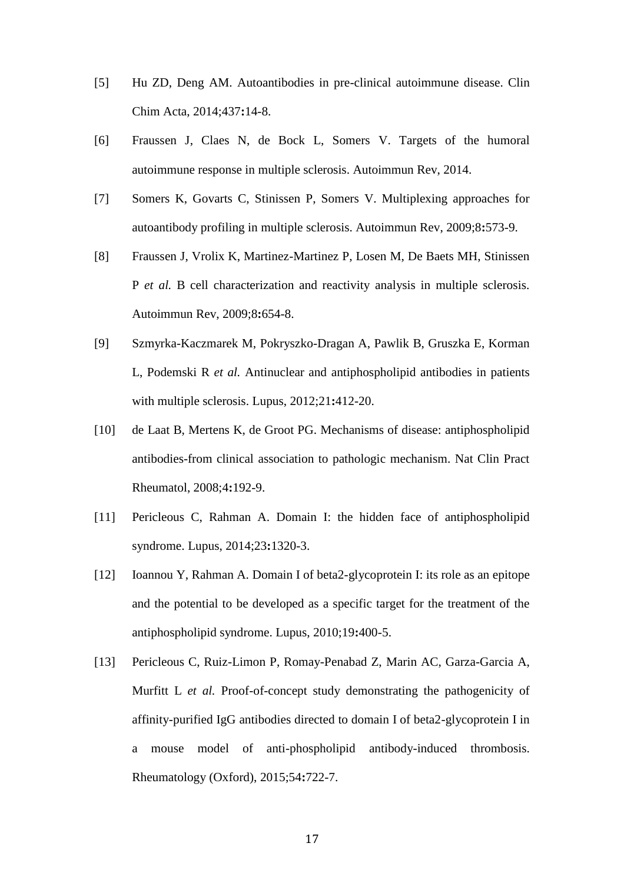[5] Hu ZD, Deng AM. Autoantibodies in pre-clinical autoimmune disease. Clin Chim Acta, 2014;437**:**14-8.

[6] Fraussen J, Claes N, de Bock L, Somers V. Targets of the humoral autoimmune response in multiple sclerosis. Autoimmun Rev, 2014.

[7] Somers K, Govarts C, Stinissen P, Somers V. Multiplexing approaches for autoantibody profiling in multiple sclerosis. Autoimmun Rev, 2009;8**:**573-9.

[8] Fraussen J, Vrolix K, Martinez-Martinez P, Losen M, De Baets MH, Stinissen P *et al.* B cell characterization and reactivity analysis in multiple sclerosis. Autoimmun Rev, 2009;8**:**654-8.

[9] Szmyrka-Kaczmarek M, Pokryszko-Dragan A, Pawlik B, Gruszka E, Korman L, Podemski R *et al.* Antinuclear and antiphospholipid antibodies in patients with multiple sclerosis. Lupus, 2012;21**:**412-20.

[10] de Laat B, Mertens K, de Groot PG. Mechanisms of disease: antiphospholipid antibodies-from clinical association to pathologic mechanism. Nat Clin Pract Rheumatol, 2008;4**:**192-9.

[11] Pericleous C, Rahman A. Domain I: the hidden face of antiphospholipid syndrome. Lupus, 2014;23**:**1320-3.

[12] Ioannou Y, Rahman A. Domain I of beta2-glycoprotein I: its role as an epitope and the potential to be developed as a specific target for the treatment of the antiphospholipid syndrome. Lupus, 2010;19**:**400-5.

[13] Pericleous C, Ruiz-Limon P, Romay-Penabad Z, Marin AC, Garza-Garcia A, Murfitt L *et al.* Proof-of-concept study demonstrating the pathogenicity of affinity-purified IgG antibodies directed to domain I of beta2-glycoprotein I in a mouse model of anti-phospholipid antibody-induced thrombosis. Rheumatology (Oxford), 2015;54**:**722-7.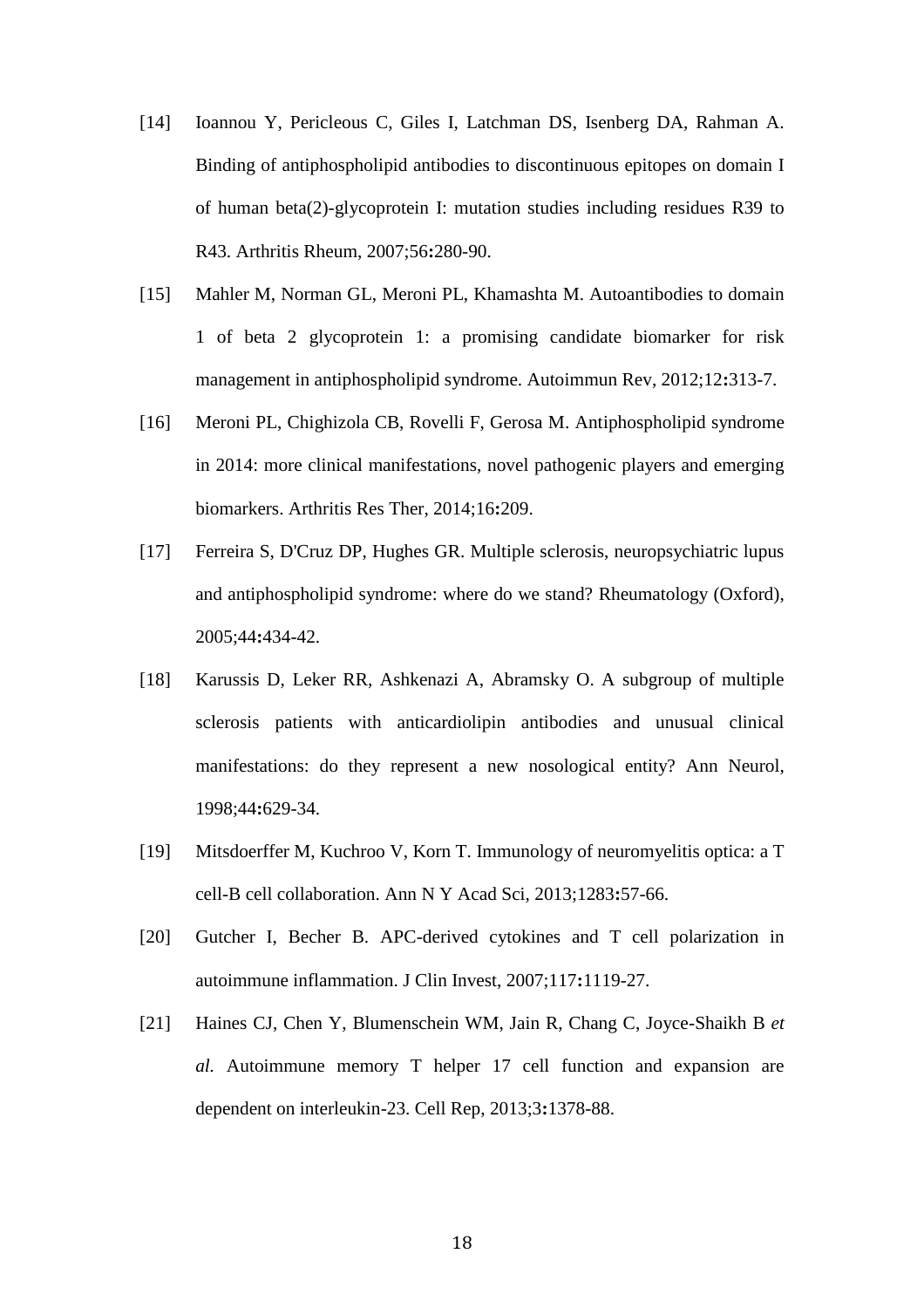[14] Ioannou Y, Pericleous C, Giles I, Latchman DS, Isenberg DA, Rahman A. Binding of antiphospholipid antibodies to discontinuous epitopes on domain I of human beta(2)-glycoprotein I: mutation studies including residues R39 to R43. Arthritis Rheum, 2007;56**:**280-90.

[15] Mahler M, Norman GL, Meroni PL, Khamashta M. Autoantibodies to domain 1 of beta 2 glycoprotein 1: a promising candidate biomarker for risk management in antiphospholipid syndrome. Autoimmun Rev, 2012;12**:**313-7.

[16] Meroni PL, Chighizola CB, Rovelli F, Gerosa M. Antiphospholipid syndrome in 2014: more clinical manifestations, novel pathogenic players and emerging biomarkers. Arthritis Res Ther, 2014;16**:**209.

[17] Ferreira S, D'Cruz DP, Hughes GR. Multiple sclerosis, neuropsychiatric lupus and antiphospholipid syndrome: where do we stand? Rheumatology (Oxford), 2005;44**:**434-42.

[18] Karussis D, Leker RR, Ashkenazi A, Abramsky O. A subgroup of multiple sclerosis patients with anticardiolipin antibodies and unusual clinical manifestations: do they represent a new nosological entity? Ann Neurol, 1998;44**:**629-34.

[19] Mitsdoerffer M, Kuchroo V, Korn T. Immunology of neuromyelitis optica: a T cell-B cell collaboration. Ann N Y Acad Sci, 2013;1283**:**57-66.

[20] Gutcher I, Becher B. APC-derived cytokines and T cell polarization in autoimmune inflammation. J Clin Invest, 2007;117**:**1119-27.

[21] Haines CJ, Chen Y, Blumenschein WM, Jain R, Chang C, Joyce-Shaikh B *et al.* Autoimmune memory T helper 17 cell function and expansion are dependent on interleukin-23. Cell Rep, 2013;3**:**1378-88.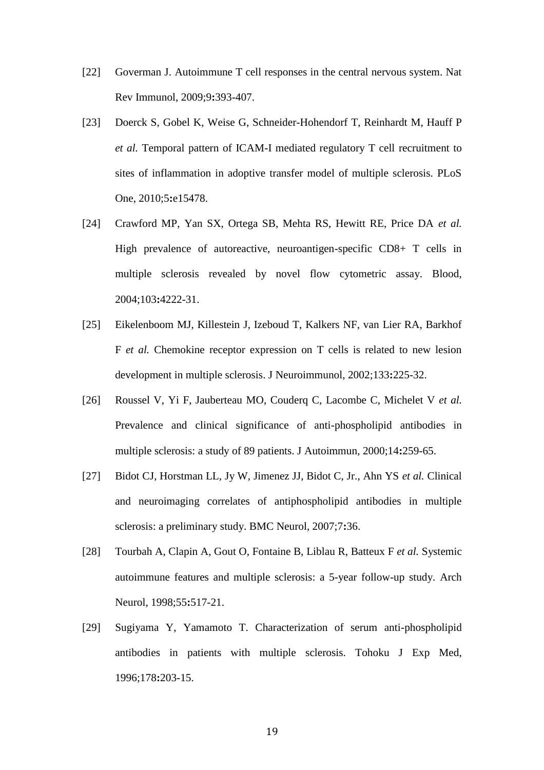[22] Goverman J. Autoimmune T cell responses in the central nervous system. Nat Rev Immunol, 2009;9**:**393-407.

[23] Doerck S, Gobel K, Weise G, Schneider-Hohendorf T, Reinhardt M, Hauff P *et al.* Temporal pattern of ICAM-I mediated regulatory T cell recruitment to sites of inflammation in adoptive transfer model of multiple sclerosis. PLoS One, 2010;5**:**e15478.

[24] Crawford MP, Yan SX, Ortega SB, Mehta RS, Hewitt RE, Price DA *et al.* High prevalence of autoreactive, neuroantigen-specific CD8+ T cells in multiple sclerosis revealed by novel flow cytometric assay. Blood, 2004;103**:**4222-31.

[25] Eikelenboom MJ, Killestein J, Izeboud T, Kalkers NF, van Lier RA, Barkhof F *et al.* Chemokine receptor expression on T cells is related to new lesion development in multiple sclerosis. J Neuroimmunol, 2002;133**:**225-32.

[26] Roussel V, Yi F, Jauberteau MO, Couderq C, Lacombe C, Michelet V *et al.* Prevalence and clinical significance of anti-phospholipid antibodies in multiple sclerosis: a study of 89 patients. J Autoimmun, 2000;14**:**259-65.

[27] Bidot CJ, Horstman LL, Jy W, Jimenez JJ, Bidot C, Jr., Ahn YS *et al.* Clinical and neuroimaging correlates of antiphospholipid antibodies in multiple sclerosis: a preliminary study. BMC Neurol, 2007;7**:**36.

[28] Tourbah A, Clapin A, Gout O, Fontaine B, Liblau R, Batteux F *et al.* Systemic autoimmune features and multiple sclerosis: a 5-year follow-up study. Arch Neurol, 1998;55**:**517-21.

[29] Sugiyama Y, Yamamoto T. Characterization of serum anti-phospholipid antibodies in patients with multiple sclerosis. Tohoku J Exp Med, 1996;178**:**203-15.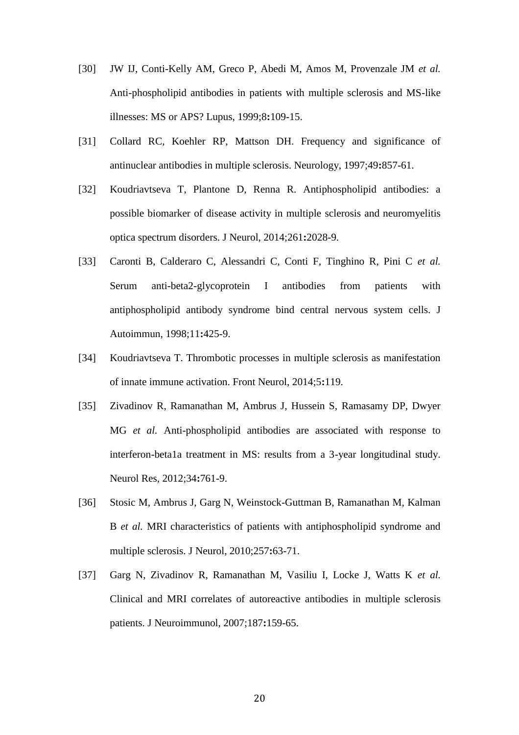[30] JW IJ, Conti-Kelly AM, Greco P, Abedi M, Amos M, Provenzale JM *et al.* Anti-phospholipid antibodies in patients with multiple sclerosis and MS-like illnesses: MS or APS? Lupus, 1999;8**:**109-15.

[31] Collard RC, Koehler RP, Mattson DH. Frequency and significance of antinuclear antibodies in multiple sclerosis. Neurology, 1997;49**:**857-61.

[32] Koudriavtseva T, Plantone D, Renna R. Antiphospholipid antibodies: a possible biomarker of disease activity in multiple sclerosis and neuromyelitis optica spectrum disorders. J Neurol, 2014;261**:**2028-9.

[33] Caronti B, Calderaro C, Alessandri C, Conti F, Tinghino R, Pini C *et al.* Serum anti-beta2-glycoprotein I antibodies from patients with antiphospholipid antibody syndrome bind central nervous system cells. J Autoimmun, 1998;11**:**425-9.

[34] Koudriavtseva T. Thrombotic processes in multiple sclerosis as manifestation of innate immune activation. Front Neurol, 2014;5**:**119.

[35] Zivadinov R, Ramanathan M, Ambrus J, Hussein S, Ramasamy DP, Dwyer MG *et al.* Anti-phospholipid antibodies are associated with response to interferon-beta1a treatment in MS: results from a 3-year longitudinal study. Neurol Res, 2012;34**:**761-9.

[36] Stosic M, Ambrus J, Garg N, Weinstock-Guttman B, Ramanathan M, Kalman B *et al.* MRI characteristics of patients with antiphospholipid syndrome and multiple sclerosis. J Neurol, 2010;257**:**63-71.

[37] Garg N, Zivadinov R, Ramanathan M, Vasiliu I, Locke J, Watts K *et al.* Clinical and MRI correlates of autoreactive antibodies in multiple sclerosis patients. J Neuroimmunol, 2007;187**:**159-65.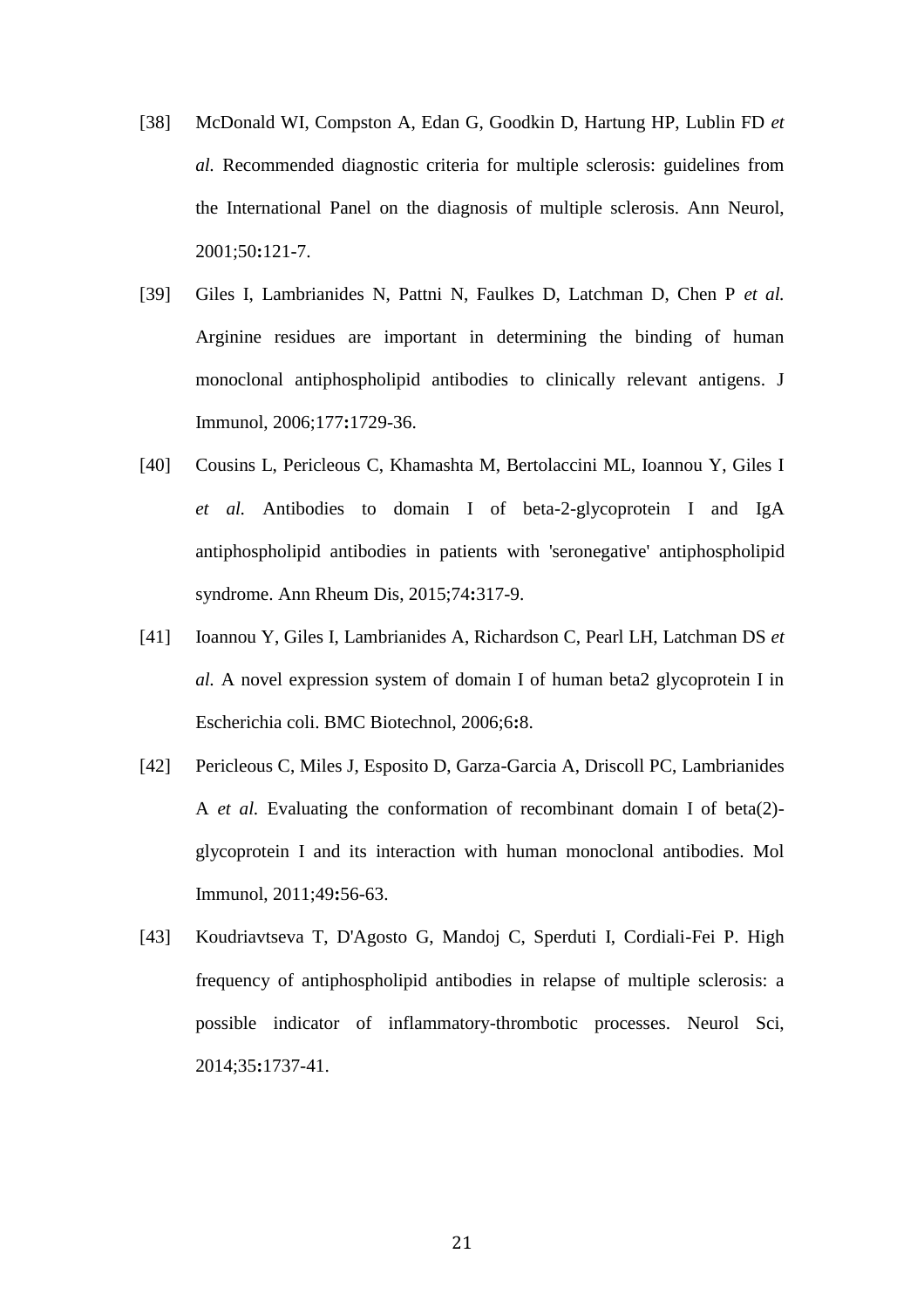[38] McDonald WI, Compston A, Edan G, Goodkin D, Hartung HP, Lublin FD *et al.* Recommended diagnostic criteria for multiple sclerosis: guidelines from the International Panel on the diagnosis of multiple sclerosis. Ann Neurol, 2001;50**:**121-7.

[39] Giles I, Lambrianides N, Pattni N, Faulkes D, Latchman D, Chen P *et al.* Arginine residues are important in determining the binding of human monoclonal antiphospholipid antibodies to clinically relevant antigens. J Immunol, 2006;177**:**1729-36.

[40] Cousins L, Pericleous C, Khamashta M, Bertolaccini ML, Ioannou Y, Giles I *et al.* Antibodies to domain I of beta-2-glycoprotein I and IgA antiphospholipid antibodies in patients with 'seronegative' antiphospholipid syndrome. Ann Rheum Dis, 2015;74**:**317-9.

[41] Ioannou Y, Giles I, Lambrianides A, Richardson C, Pearl LH, Latchman DS *et al.* A novel expression system of domain I of human beta2 glycoprotein I in Escherichia coli. BMC Biotechnol, 2006;6**:**8.

[42] Pericleous C, Miles J, Esposito D, Garza-Garcia A, Driscoll PC, Lambrianides A *et al.* Evaluating the conformation of recombinant domain I of beta(2)-glycoprotein I and its interaction with human monoclonal antibodies. Mol Immunol, 2011;49**:**56-63.

[43] Koudriavtseva T, D'Agosto G, Mandoj C, Sperduti I, Cordiali-Fei P. High frequency of antiphospholipid antibodies in relapse of multiple sclerosis: a possible indicator of inflammatory-thrombotic processes. Neurol Sci, 2014;35**:**1737-41.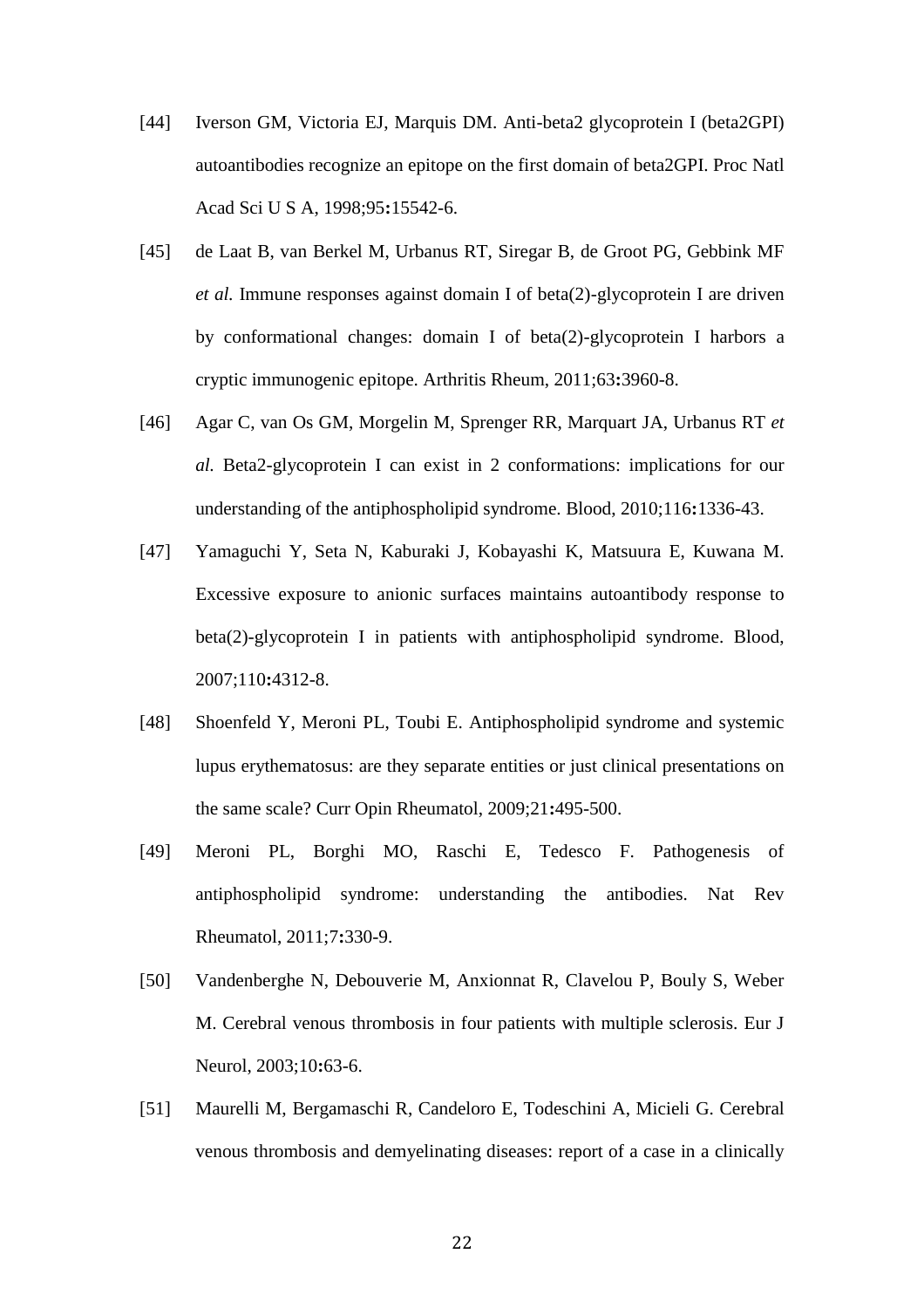[44] Iverson GM, Victoria EJ, Marquis DM. Anti-beta2 glycoprotein I (beta2GPI) autoantibodies recognize an epitope on the first domain of beta2GPI. Proc Natl Acad Sci U S A, 1998;95**:**15542-6.

[45] de Laat B, van Berkel M, Urbanus RT, Siregar B, de Groot PG, Gebbink MF *et al.* Immune responses against domain I of beta(2)-glycoprotein I are driven by conformational changes: domain I of beta(2)-glycoprotein I harbors a cryptic immunogenic epitope. Arthritis Rheum, 2011;63**:**3960-8.

[46] Agar C, van Os GM, Morgelin M, Sprenger RR, Marquart JA, Urbanus RT *et al.* Beta2-glycoprotein I can exist in 2 conformations: implications for our understanding of the antiphospholipid syndrome. Blood, 2010;116**:**1336-43.

[47] Yamaguchi Y, Seta N, Kaburaki J, Kobayashi K, Matsuura E, Kuwana M. Excessive exposure to anionic surfaces maintains autoantibody response to beta(2)-glycoprotein I in patients with antiphospholipid syndrome. Blood, 2007;110**:**4312-8.

[48] Shoenfeld Y, Meroni PL, Toubi E. Antiphospholipid syndrome and systemic lupus erythematosus: are they separate entities or just clinical presentations on the same scale? Curr Opin Rheumatol, 2009;21**:**495-500.

[49] Meroni PL, Borghi MO, Raschi E, Tedesco F. Pathogenesis of antiphospholipid syndrome: understanding the antibodies. Nat Rev Rheumatol, 2011;7**:**330-9.

[50] Vandenberghe N, Debouverie M, Anxionnat R, Clavelou P, Bouly S, Weber M. Cerebral venous thrombosis in four patients with multiple sclerosis. Eur J Neurol, 2003;10**:**63-6.

[51] Maurelli M, Bergamaschi R, Candeloro E, Todeschini A, Micieli G. Cerebral venous thrombosis and demyelinating diseases: report of a case in a clinically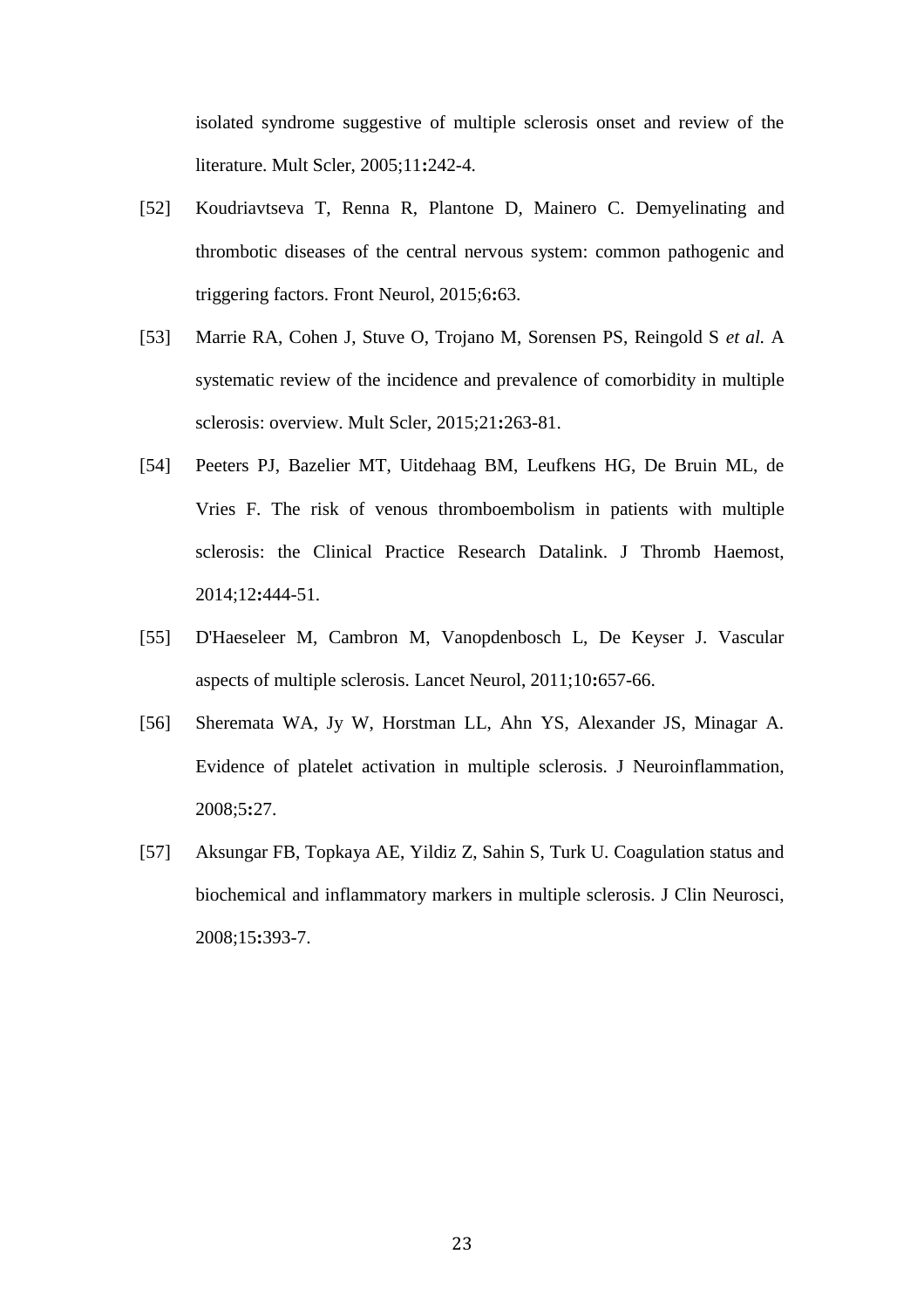isolated syndrome suggestive of multiple sclerosis onset and review of the literature. Mult Scler, 2005;11**:**242-4.

[52] Koudriavtseva T, Renna R, Plantone D, Mainero C. Demyelinating and thrombotic diseases of the central nervous system: common pathogenic and triggering factors. Front Neurol, 2015;6**:**63.

[53] Marrie RA, Cohen J, Stuve O, Trojano M, Sorensen PS, Reingold S *et al.* A systematic review of the incidence and prevalence of comorbidity in multiple sclerosis: overview. Mult Scler, 2015;21**:**263-81.

[54] Peeters PJ, Bazelier MT, Uitdehaag BM, Leufkens HG, De Bruin ML, de Vries F. The risk of venous thromboembolism in patients with multiple sclerosis: the Clinical Practice Research Datalink. J Thromb Haemost, 2014;12**:**444-51.

[55] D'Haeseleer M, Cambron M, Vanopdenbosch L, De Keyser J. Vascular aspects of multiple sclerosis. Lancet Neurol, 2011;10**:**657-66.

[56] Sheremata WA, Jy W, Horstman LL, Ahn YS, Alexander JS, Minagar A. Evidence of platelet activation in multiple sclerosis. J Neuroinflammation, 2008;5**:**27.

[57] Aksungar FB, Topkaya AE, Yildiz Z, Sahin S, Turk U. Coagulation status and biochemical and inflammatory markers in multiple sclerosis. J Clin Neurosci, 2008;15**:**393-7.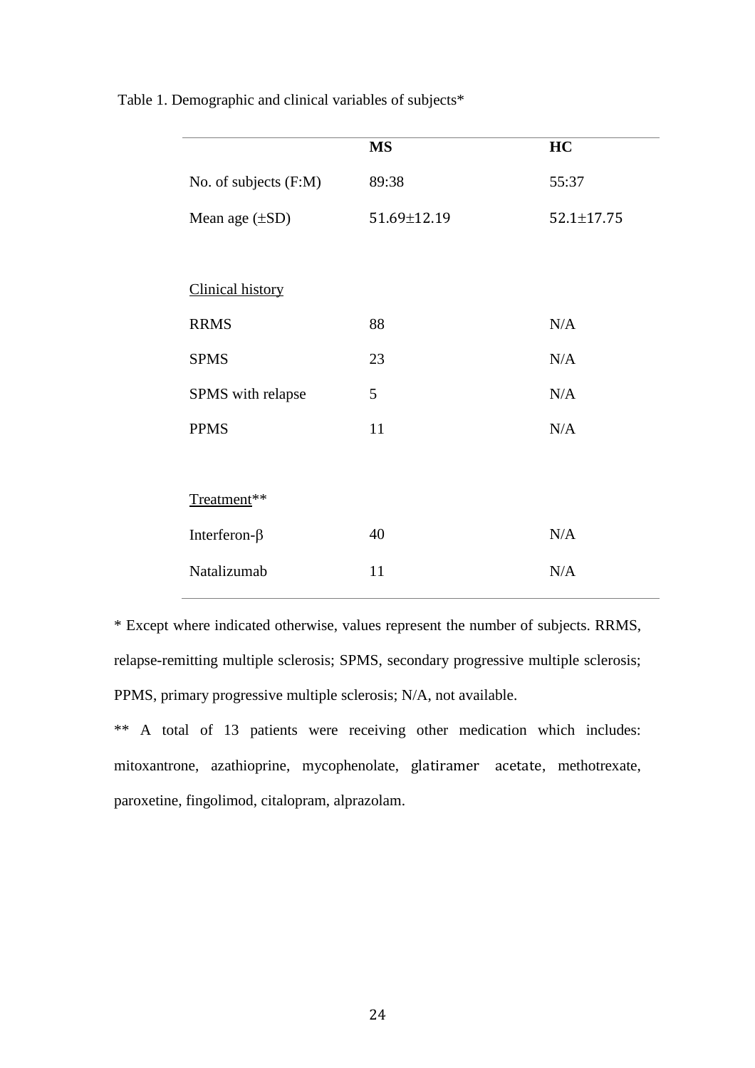Table 1. Demographic and clinical variables of subjects*

| | **MS** | **HC** |
|---|---|---|
| No. of subjects (F:M) | 89:38 | 55:37 |
| Mean age (±SD) | 51.69±12.19 | 52.1±17.75 |
| | | |
| Clinical history | | |
| RRMS | 88 | N/A |
| SPMS | 23 | N/A |
| SPMS with relapse | 5 | N/A |
| PPMS | 11 | N/A |
| | | |
| Treatment** | | |
| Interferon-β | 40 | N/A |
| Natalizumab | 11 | N/A |

* Except where indicated otherwise, values represent the number of subjects. RRMS, relapse-remitting multiple sclerosis; SPMS, secondary progressive multiple sclerosis; PPMS, primary progressive multiple sclerosis; N/A, not available.

** A total of 13 patients were receiving other medication which includes: mitoxantrone, azathioprine, mycophenolate, glatiramer acetate, methotrexate, paroxetine, fingolimod, citalopram, alprazolam.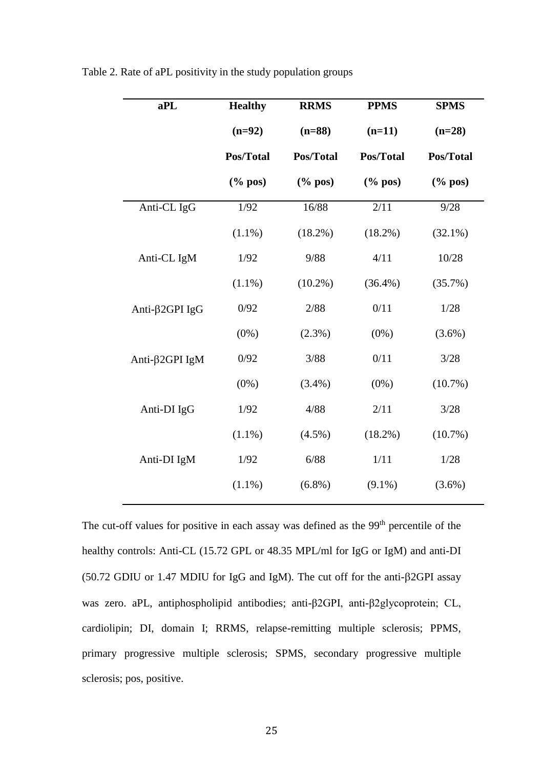Table 2. Rate of aPL positivity in the study population groups

| aPL | Healthy (n=92) Pos/Total (% pos) | RRMS (n=88) Pos/Total (% pos) | PPMS (n=11) Pos/Total (% pos) | SPMS (n=28) Pos/Total (% pos) |
|---|---|---|---|---|
| Anti-CL IgG | 1/92 (1.1%) | 16/88 (18.2%) | 2/11 (18.2%) | 9/28 (32.1%) |
| Anti-CL IgM | 1/92 (1.1%) | 9/88 (10.2%) | 4/11 (36.4%) | 10/28 (35.7%) |
| Anti-β2GPI IgG | 0/92 (0%) | 2/88 (2.3%) | 0/11 (0%) | 1/28 (3.6%) |
| Anti-β2GPI IgM | 0/92 (0%) | 3/88 (3.4%) | 0/11 (0%) | 3/28 (10.7%) |
| Anti-DI IgG | 1/92 (1.1%) | 4/88 (4.5%) | 2/11 (18.2%) | 3/28 (10.7%) |
| Anti-DI IgM | 1/92 (1.1%) | 6/88 (6.8%) | 1/11 (9.1%) | 1/28 (3.6%) |

The cut-off values for positive in each assay was defined as the 99$^{th}$ percentile of the healthy controls: Anti-CL (15.72 GPL or 48.35 MPL/ml for IgG or IgM) and anti-DI (50.72 GDIU or 1.47 MDIU for IgG and IgM). The cut off for the anti-β2GPI assay was zero. aPL, antiphospholipid antibodies; anti-β2GPI, anti-β2glycoprotein; CL, cardiolipin; DI, domain I; RRMS, relapse-remitting multiple sclerosis; PPMS, primary progressive multiple sclerosis; SPMS, secondary progressive multiple sclerosis; pos, positive.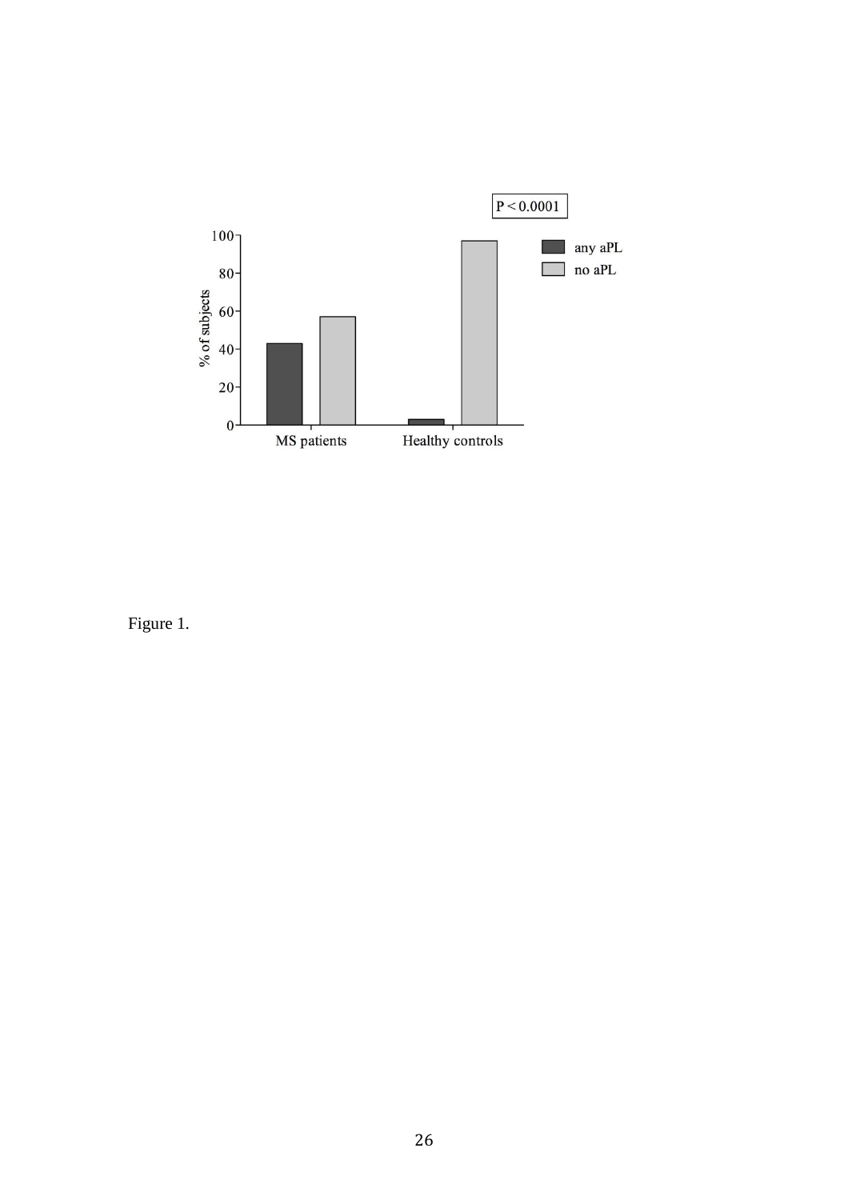Figure 1.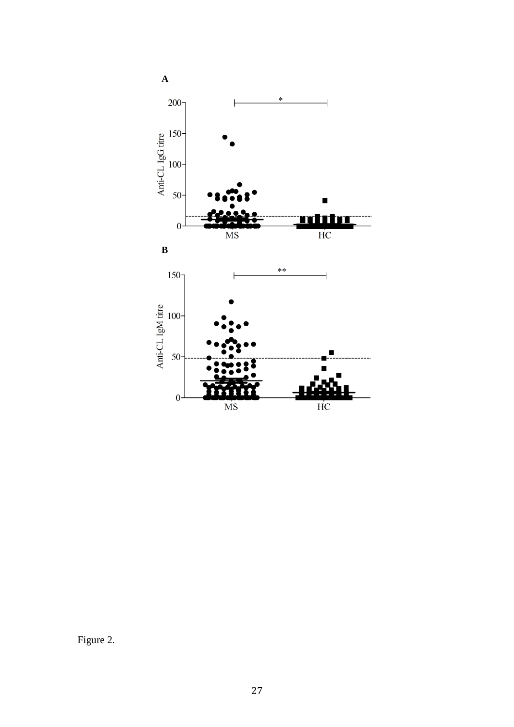Figure 2.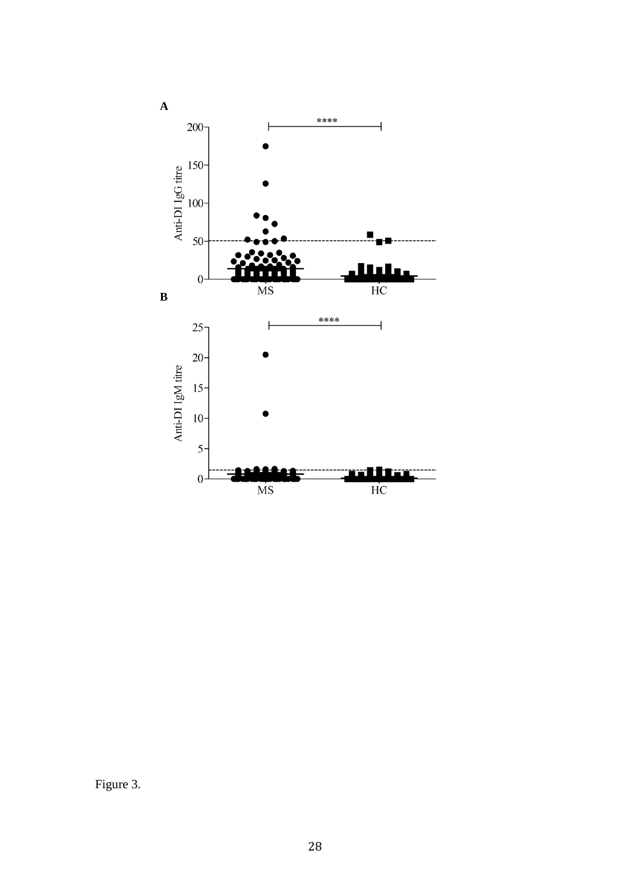Figure 3.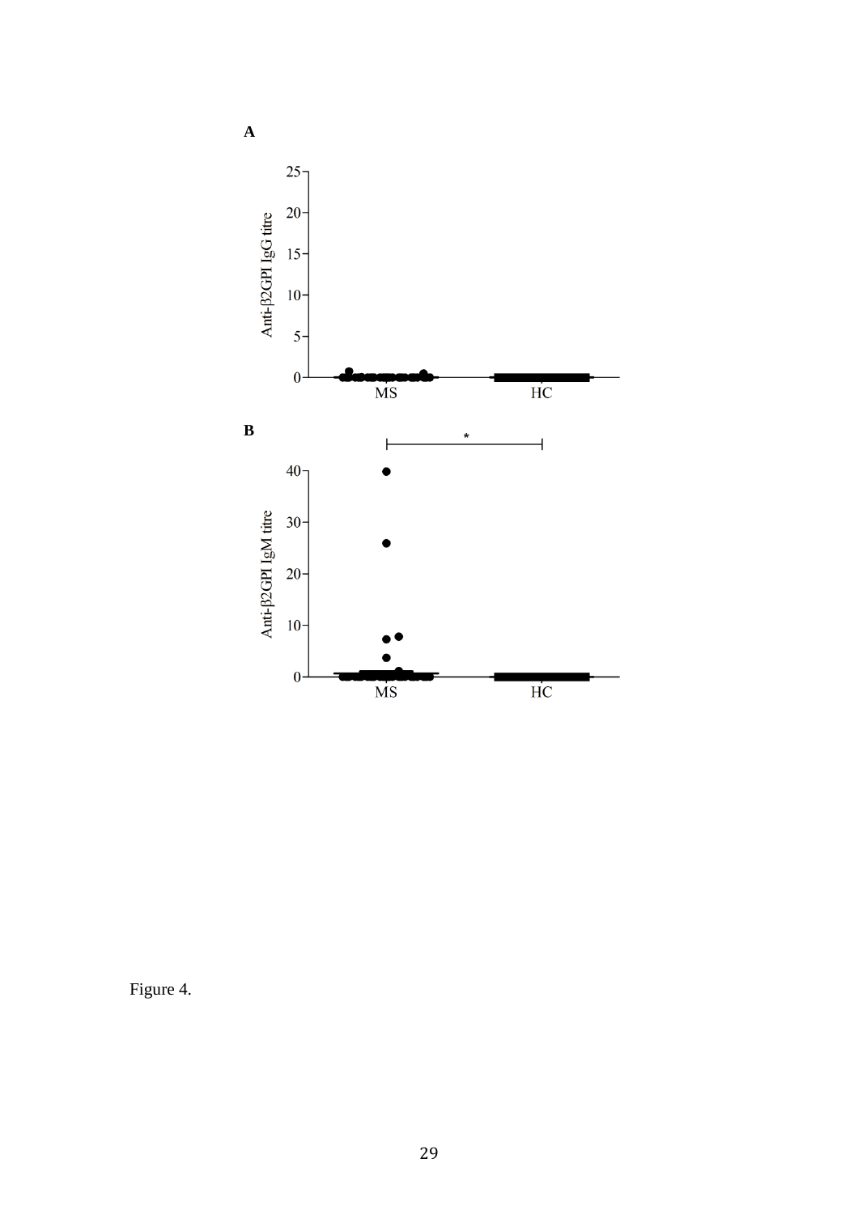Figure 4.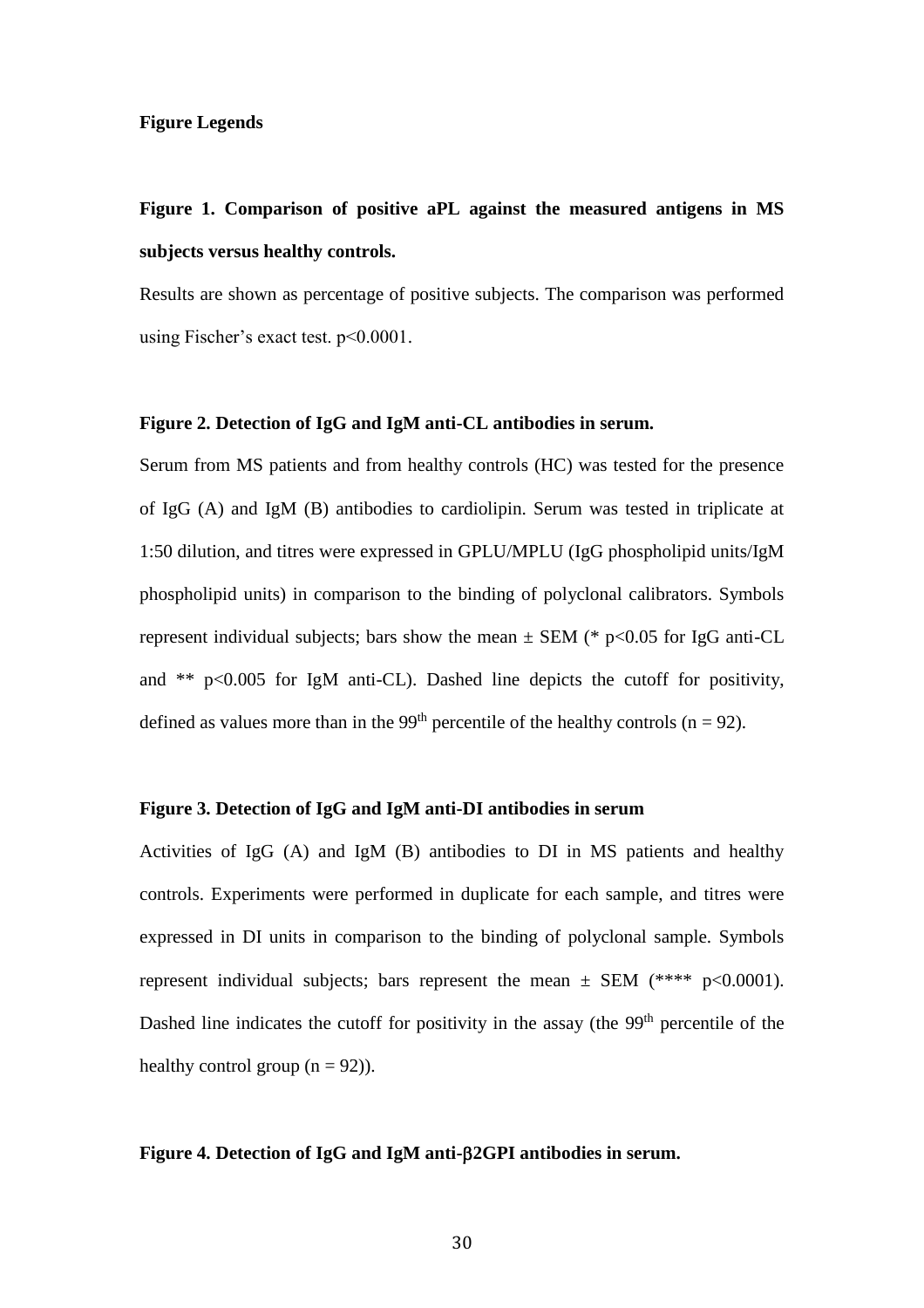**Figure Legends**

**Figure 1. Comparison of positive aPL against the measured antigens in MS subjects versus healthy controls.**

Results are shown as percentage of positive subjects. The comparison was performed using Fischer's exact test. $p<0.0001$.

**Figure 2. Detection of IgG and IgM anti-CL antibodies in serum.**

Serum from MS patients and from healthy controls (HC) was tested for the presence of IgG (A) and IgM (B) antibodies to cardiolipin. Serum was tested in triplicate at 1:50 dilution, and titres were expressed in GPLU/MPLU (IgG phospholipid units/IgM phospholipid units) in comparison to the binding of polyclonal calibrators. Symbols represent individual subjects; bars show the mean ± SEM (* $p<0.05$ for IgG anti-CL and ** $p<0.005$ for IgM anti-CL). Dashed line depicts the cutoff for positivity, defined as values more than in the 99$^{th}$ percentile of the healthy controls ($n = 92$).

**Figure 3. Detection of IgG and IgM anti-DI antibodies in serum**

Activities of IgG (A) and IgM (B) antibodies to DI in MS patients and healthy controls. Experiments were performed in duplicate for each sample, and titres were expressed in DI units in comparison to the binding of polyclonal sample. Symbols represent individual subjects; bars represent the mean ± SEM (**** $p<0.0001$). Dashed line indicates the cutoff for positivity in the assay (the 99$^{th}$ percentile of the healthy control group ($n = 92$)).

**Figure 4. Detection of IgG and IgM anti-β2GPI antibodies in serum.**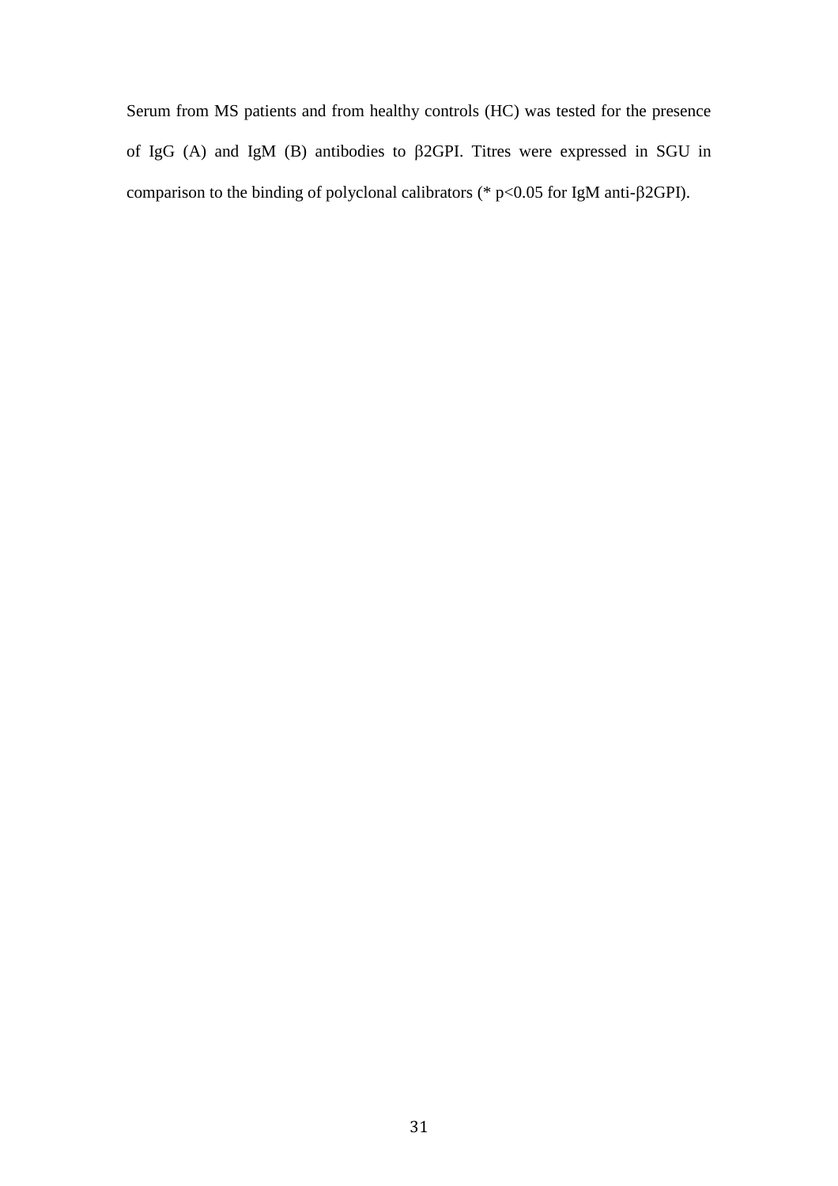Serum from MS patients and from healthy controls (HC) was tested for the presence of IgG (A) and IgM (B) antibodies to β2GPI. Titres were expressed in SGU in comparison to the binding of polyclonal calibrators (* $p<0.05$ for IgM anti-β2GPI).